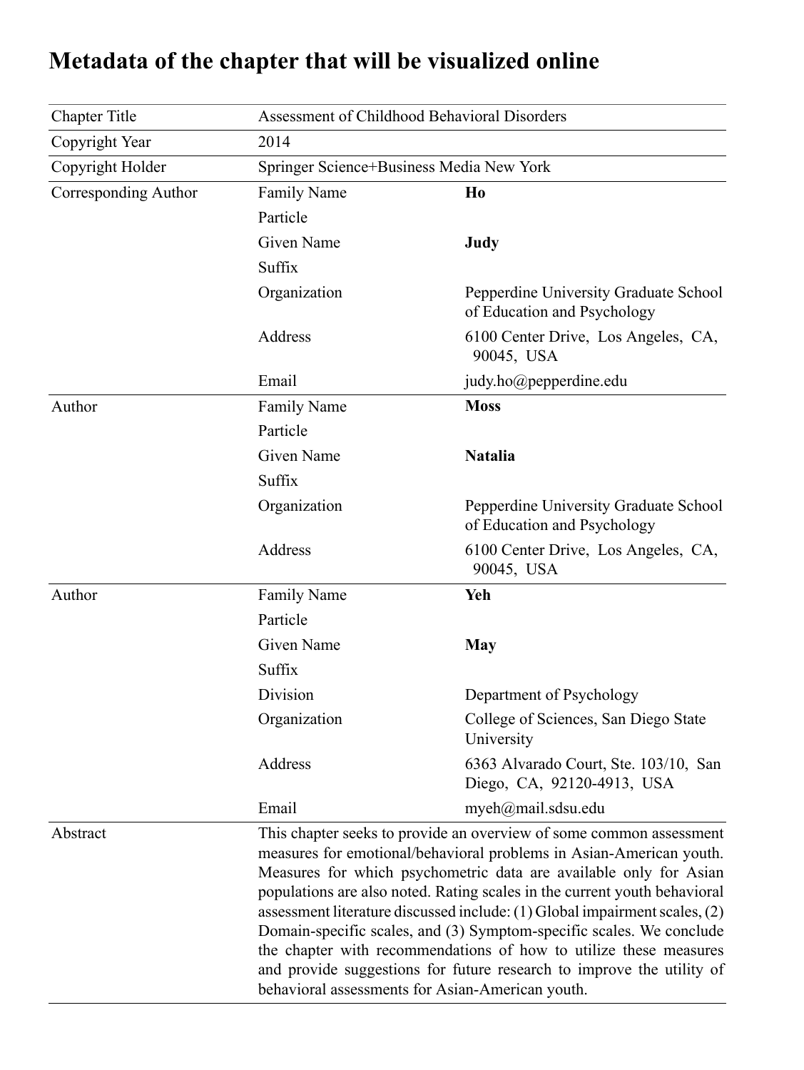# Metadata of the chapter that will be visualized online

| | | |
|---|---|---|
| Chapter Title | Assessment of Childhood Behavioral Disorders | |
| Copyright Year | 2014 | |
| Copyright Holder | Springer Science+Business Media New York | |
| Corresponding Author | Family Name | **Ho** |
| | Particle | |
| | Given Name | **Judy** |
| | Suffix | |
| | Organization | Pepperdine University Graduate School of Education and Psychology |
| | Address | 6100 Center Drive, Los Angeles, CA, 90045, USA |
| | Email | judy.ho@pepperdine.edu |
| Author | Family Name | **Moss** |
| | Particle | |
| | Given Name | **Natalia** |
| | Suffix | |
| | Organization | Pepperdine University Graduate School of Education and Psychology |
| | Address | 6100 Center Drive, Los Angeles, CA, 90045, USA |
| Author | Family Name | **Yeh** |
| | Particle | |
| | Given Name | **May** |
| | Suffix | |
| | Division | Department of Psychology |
| | Organization | College of Sciences, San Diego State University |
| | Address | 6363 Alvarado Court, Ste. 103/10, San Diego, CA, 92120-4913, USA |
| | Email | myeh@mail.sdsu.edu |
| Abstract | This chapter seeks to provide an overview of some common assessment measures for emotional/behavioral problems in Asian-American youth. Measures for which psychometric data are available only for Asian populations are also noted. Rating scales in the current youth behavioral assessment literature discussed include: (1) Global impairment scales, (2) Domain-specific scales, and (3) Symptom-specific scales. We conclude the chapter with recommendations of how to utilize these measures and provide suggestions for future research to improve the utility of behavioral assessments for Asian-American youth. | |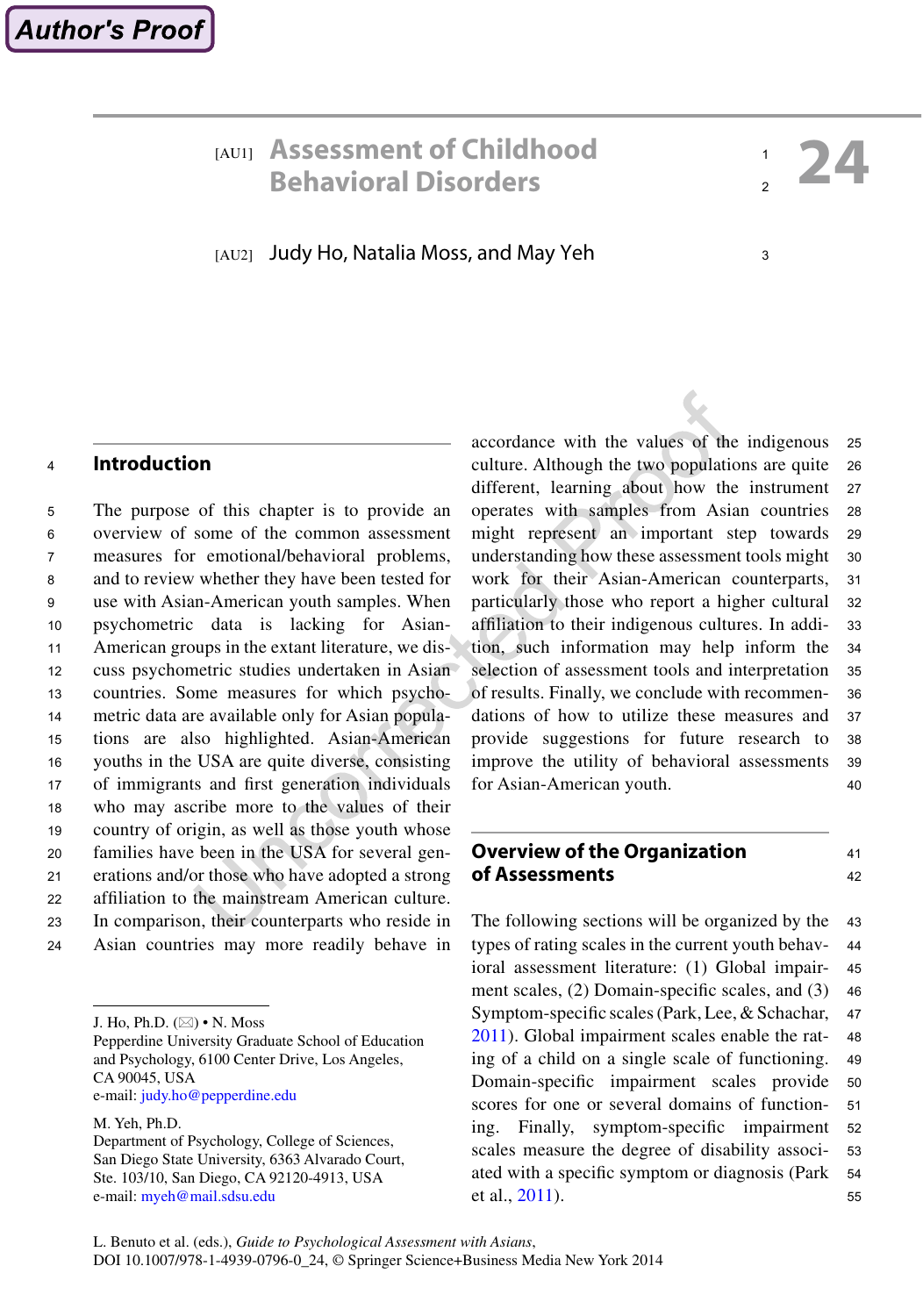# 24 Assessment of Childhood Behavioral Disorders

Judy Ho, Natalia Moss, and May Yeh

## Introduction

The purpose of this chapter is to provide an overview of some of the common assessment measures for emotional/behavioral problems, and to review whether they have been tested for use with Asian-American youth samples. When psychometric data is lacking for Asian-American groups in the extant literature, we discuss psychometric studies undertaken in Asian countries. Some measures for which psychometric data are available only for Asian populations are also highlighted. Asian-American youths in the USA are quite diverse, consisting of immigrants and first generation individuals who may ascribe more to the values of their country of origin, as well as those youth whose families have been in the USA for several generations and/or those who have adopted a strong affiliation to the mainstream American culture. In comparison, their counterparts who reside in Asian countries may more readily behave in accordance with the values of the indigenous culture. Although the two populations are quite different, learning about how the instrument operates with samples from Asian countries might represent an important step towards understanding how these assessment tools might work for their Asian-American counterparts, particularly those who report a higher cultural affiliation to their indigenous cultures. In addition, such information may help inform the selection of assessment tools and interpretation of results. Finally, we conclude with recommendations of how to utilize these measures and provide suggestions for future research to improve the utility of behavioral assessments for Asian-American youth.

## Overview of the Organization of Assessments

The following sections will be organized by the types of rating scales in the current youth behavioral assessment literature: (1) Global impairment scales, (2) Domain-specific scales, and (3) Symptom-specific scales (Park, Lee, & Schachar, 2011). Global impairment scales enable the rating of a child on a single scale of functioning. Domain-specific impairment scales provide scores for one or several domains of functioning. Finally, symptom-specific impairment scales measure the degree of disability associated with a specific symptom or diagnosis (Park et al., 2011).

---

J. Ho, Ph.D. (✉) • N. Moss
Pepperdine University Graduate School of Education and Psychology, 6100 Center Drive, Los Angeles, CA 90045, USA
e-mail: judy.ho@pepperdine.edu

M. Yeh, Ph.D.
Department of Psychology, College of Sciences, San Diego State University, 6363 Alvarado Court, Ste. 103/10, San Diego, CA 92120-4913, USA
e-mail: myeh@mail.sdsu.edu

L. Benuto et al. (eds.), *Guide to Psychological Assessment with Asians*,
DOI 10.1007/978-1-4939-0796-0_24, © Springer Science+Business Media New York 2014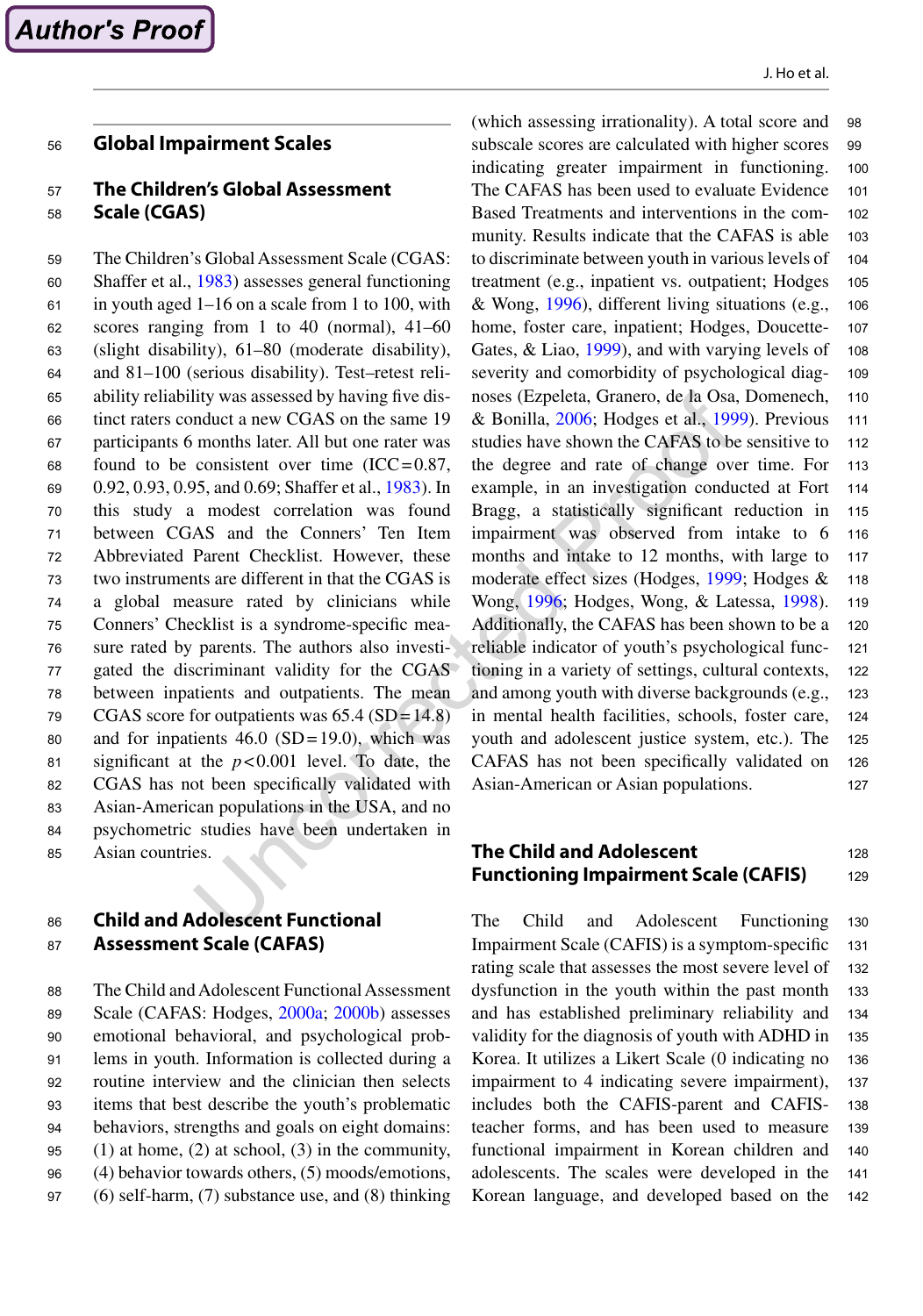## Global Impairment Scales

### The Children's Global Assessment Scale (CGAS)

The Children's Global Assessment Scale (CGAS: Shaffer et al., 1983) assesses general functioning in youth aged 1–16 on a scale from 1 to 100, with scores ranging from 1 to 40 (normal), 41–60 (slight disability), 61–80 (moderate disability), and 81–100 (serious disability). Test–retest reliability reliability was assessed by having five distinct raters conduct a new CGAS on the same 19 participants 6 months later. All but one rater was found to be consistent over time (ICC = 0.87, 0.92, 0.93, 0.95, and 0.69; Shaffer et al., 1983). In this study a modest correlation was found between CGAS and the Conners' Ten Item Abbreviated Parent Checklist. However, these two instruments are different in that the CGAS is a global measure rated by clinicians while Conners' Checklist is a syndrome-specific measure rated by parents. The authors also investigated the discriminant validity for the CGAS between inpatients and outpatients. The mean CGAS score for outpatients was 65.4 (SD = 14.8) and for inpatients 46.0 (SD = 19.0), which was significant at the $p < 0.001$ level. To date, the CGAS has not been specifically validated with Asian-American populations in the USA, and no psychometric studies have been undertaken in Asian countries.

### Child and Adolescent Functional Assessment Scale (CAFAS)

The Child and Adolescent Functional Assessment Scale (CAFAS: Hodges, 2000a; 2000b) assesses emotional behavioral, and psychological problems in youth. Information is collected during a routine interview and the clinician then selects items that best describe the youth's problematic behaviors, strengths and goals on eight domains: (1) at home, (2) at school, (3) in the community, (4) behavior towards others, (5) moods/emotions, (6) self-harm, (7) substance use, and (8) thinking (which assessing irrationality). A total score and subscale scores are calculated with higher scores indicating greater impairment in functioning. The CAFAS has been used to evaluate Evidence Based Treatments and interventions in the community. Results indicate that the CAFAS is able to discriminate between youth in various levels of treatment (e.g., inpatient vs. outpatient; Hodges & Wong, 1996), different living situations (e.g., home, foster care, inpatient; Hodges, Doucette-Gates, & Liao, 1999), and with varying levels of severity and comorbidity of psychological diagnoses (Ezpeleta, Granero, de la Osa, Domenech, & Bonilla, 2006; Hodges et al., 1999). Previous studies have shown the CAFAS to be sensitive to the degree and rate of change over time. For example, in an investigation conducted at Fort Bragg, a statistically significant reduction in impairment was observed from intake to 6 months and intake to 12 months, with large to moderate effect sizes (Hodges, 1999; Hodges & Wong, 1996; Hodges, Wong, & Latessa, 1998). Additionally, the CAFAS has been shown to be a reliable indicator of youth's psychological functioning in a variety of settings, cultural contexts, and among youth with diverse backgrounds (e.g., in mental health facilities, schools, foster care, youth and adolescent justice system, etc.). The CAFAS has not been specifically validated on Asian-American or Asian populations.

### The Child and Adolescent Functioning Impairment Scale (CAFIS)

The Child and Adolescent Functioning Impairment Scale (CAFIS) is a symptom-specific rating scale that assesses the most severe level of dysfunction in the youth within the past month and has established preliminary reliability and validity for the diagnosis of youth with ADHD in Korea. It utilizes a Likert Scale (0 indicating no impairment to 4 indicating severe impairment), includes both the CAFIS-parent and CAFIS-teacher forms, and has been used to measure functional impairment in Korean children and adolescents. The scales were developed in the Korean language, and developed based on the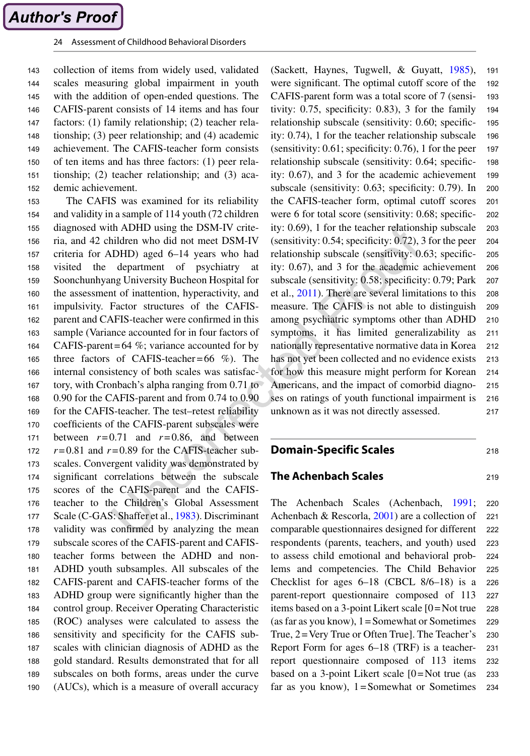collection of items from widely used, validated scales measuring global impairment in youth with the addition of open-ended questions. The CAFIS-parent consists of 14 items and has four factors: (1) family relationship; (2) teacher relationship; (3) peer relationship; and (4) academic achievement. The CAFIS-teacher form consists of ten items and has three factors: (1) peer relationship; (2) teacher relationship; and (3) academic achievement.

The CAFIS was examined for its reliability and validity in a sample of 114 youth (72 children diagnosed with ADHD using the DSM-IV criteria, and 42 children who did not meet DSM-IV criteria for ADHD) aged 6–14 years who had visited the department of psychiatry at Soonchunhyang University Bucheon Hospital for the assessment of inattention, hyperactivity, and impulsivity. Factor structures of the CAFIS-parent and CAFIS-teacher were confirmed in this sample (Variance accounted for in four factors of CAFIS-parent = 64 %; variance accounted for by three factors of CAFIS-teacher = 66 %). The internal consistency of both scales was satisfactory, with Cronbach's alpha ranging from 0.71 to 0.90 for the CAFIS-parent and from 0.74 to 0.90 for the CAFIS-teacher. The test–retest reliability coefficients of the CAFIS-parent subscales were between $r = 0.71$ and $r = 0.86$, and between $r = 0.81$ and $r = 0.89$ for the CAFIS-teacher subscales. Convergent validity was demonstrated by significant correlations between the subscale scores of the CAFIS-parent and the CAFIS-teacher to the Children's Global Assessment Scale (C-GAS: Shaffer et al., 1983). Discriminant validity was confirmed by analyzing the mean subscale scores of the CAFIS-parent and CAFIS-teacher forms between the ADHD and non-ADHD youth subsamples. All subscales of the CAFIS-parent and CAFIS-teacher forms of the ADHD group were significantly higher than the control group. Receiver Operating Characteristic (ROC) analyses were calculated to assess the sensitivity and specificity for the CAFIS subscales with clinician diagnosis of ADHD as the gold standard. Results demonstrated that for all subscales on both forms, areas under the curve (AUCs), which is a measure of overall accuracy (Sackett, Haynes, Tugwell, & Guyatt, 1985), were significant. The optimal cutoff score of the CAFIS-parent form was a total score of 7 (sensitivity: 0.75, specificity: 0.83), 3 for the family relationship subscale (sensitivity: 0.60; specificity: 0.74), 1 for the teacher relationship subscale (sensitivity: 0.61; specificity: 0.76), 1 for the peer relationship subscale (sensitivity: 0.64; specificity: 0.67), and 3 for the academic achievement subscale (sensitivity: 0.63; specificity: 0.79). In the CAFIS-teacher form, optimal cutoff scores were 6 for total score (sensitivity: 0.68; specificity: 0.69), 1 for the teacher relationship subscale (sensitivity: 0.54; specificity: 0.72), 3 for the peer relationship subscale (sensitivity: 0.63; specificity: 0.67), and 3 for the academic achievement subscale (sensitivity: 0.58; specificity: 0.79; Park et al., 2011). There are several limitations to this measure. The CAFIS is not able to distinguish among psychiatric symptoms other than ADHD symptoms, it has limited generalizability as nationally representative normative data in Korea has not yet been collected and no evidence exists for how this measure might perform for Korean Americans, and the impact of comorbid diagnoses on ratings of youth functional impairment is unknown as it was not directly assessed.

## Domain-Specific Scales

### The Achenbach Scales

The Achenbach Scales (Achenbach, 1991; Achenbach & Rescorla, 2001) are a collection of comparable questionnaires designed for different respondents (parents, teachers, and youth) used to assess child emotional and behavioral problems and competencies. The Child Behavior Checklist for ages 6–18 (CBCL 8/6–18) is a parent-report questionnaire composed of 113 items based on a 3-point Likert scale [0 = Not true (as far as you know), 1 = Somewhat or Sometimes True, 2 = Very True or Often True]. The Teacher's Report Form for ages 6–18 (TRF) is a teacher-report questionnaire composed of 113 items based on a 3-point Likert scale [0 = Not true (as far as you know), 1 = Somewhat or Sometimes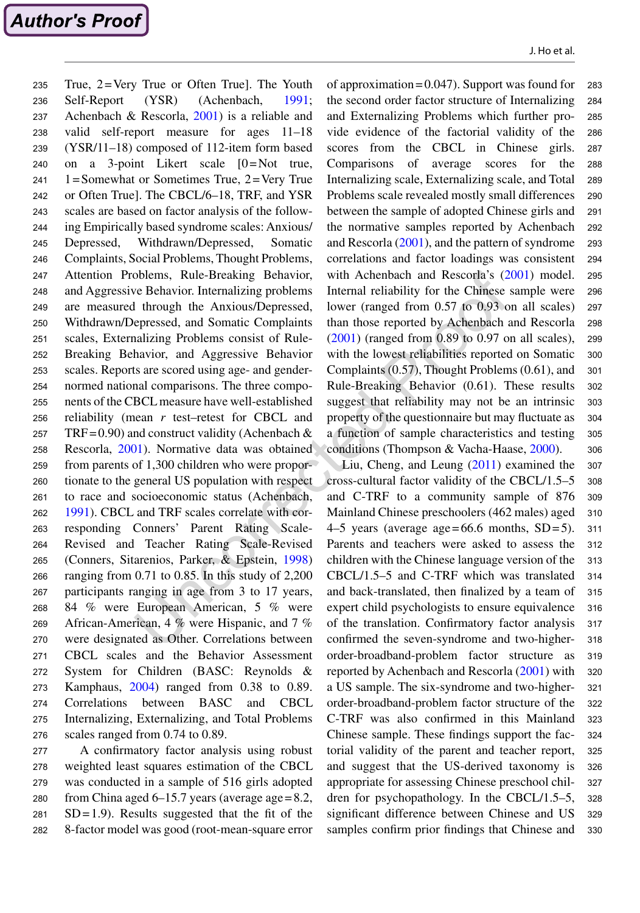True, 2 = Very True or Often True]. The Youth Self-Report (YSR) (Achenbach, 1991; Achenbach & Rescorla, 2001) is a reliable and valid self-report measure for ages 11–18 (YSR/11–18) composed of 112-item form based on a 3-point Likert scale [0 = Not true, 1 = Somewhat or Sometimes True, 2 = Very True or Often True]. The CBCL/6–18, TRF, and YSR scales are based on factor analysis of the following Empirically based syndrome scales: Anxious/Depressed, Withdrawn/Depressed, Somatic Complaints, Social Problems, Thought Problems, Attention Problems, Rule-Breaking Behavior, and Aggressive Behavior. Internalizing problems are measured through the Anxious/Depressed, Withdrawn/Depressed, and Somatic Complaints scales, Externalizing Problems consist of Rule-Breaking Behavior, and Aggressive Behavior scales. Reports are scored using age- and gender-normed national comparisons. The three components of the CBCL measure have well-established reliability (mean $r$ test–retest for CBCL and TRF = 0.90) and construct validity (Achenbach & Rescorla, 2001). Normative data was obtained from parents of 1,300 children who were proportionate to the general US population with respect to race and socioeconomic status (Achenbach, 1991). CBCL and TRF scales correlate with corresponding Conners' Parent Rating Scale-Revised and Teacher Rating Scale-Revised (Conners, Sitarenios, Parker, & Epstein, 1998) ranging from 0.71 to 0.85. In this study of 2,200 participants ranging in age from 3 to 17 years, 84 % were European American, 5 % were African-American, 4 % were Hispanic, and 7 % were designated as Other. Correlations between CBCL scales and the Behavior Assessment System for Children (BASC: Reynolds & Kamphaus, 2004) ranged from 0.38 to 0.89. Correlations between BASC and CBCL Internalizing, Externalizing, and Total Problems scales ranged from 0.74 to 0.89.

A confirmatory factor analysis using robust weighted least squares estimation of the CBCL was conducted in a sample of 516 girls adopted from China aged 6–15.7 years (average age = 8.2, SD = 1.9). Results suggested that the fit of the 8-factor model was good (root-mean-square error of approximation = 0.047). Support was found for the second order factor structure of Internalizing and Externalizing Problems which further provide evidence of the factorial validity of the scores from the CBCL in Chinese girls. Comparisons of average scores for the Internalizing scale, Externalizing scale, and Total Problems scale revealed mostly small differences between the sample of adopted Chinese girls and the normative samples reported by Achenbach and Rescorla (2001), and the pattern of syndrome correlations and factor loadings was consistent with Achenbach and Rescorla's (2001) model. Internal reliability for the Chinese sample were lower (ranged from 0.57 to 0.93 on all scales) than those reported by Achenbach and Rescorla (2001) (ranged from 0.89 to 0.97 on all scales), with the lowest reliabilities reported on Somatic Complaints (0.57), Thought Problems (0.61), and Rule-Breaking Behavior (0.61). These results suggest that reliability may not be an intrinsic property of the questionnaire but may fluctuate as a function of sample characteristics and testing conditions (Thompson & Vacha-Haase, 2000).

Liu, Cheng, and Leung (2011) examined the cross-cultural factor validity of the CBCL/1.5–5 and C-TRF to a community sample of 876 Mainland Chinese preschoolers (462 males) aged 4–5 years (average age = 66.6 months, SD = 5). Parents and teachers were asked to assess the children with the Chinese language version of the CBCL/1.5–5 and C-TRF which was translated and back-translated, then finalized by a team of expert child psychologists to ensure equivalence of the translation. Confirmatory factor analysis confirmed the seven-syndrome and two-higher-order-broadband-problem factor structure as reported by Achenbach and Rescorla (2001) with a US sample. The six-syndrome and two-higher-order-broadband-problem factor structure of the C-TRF was also confirmed in this Mainland Chinese sample. These findings support the factorial validity of the parent and teacher report, and suggest that the US-derived taxonomy is appropriate for assessing Chinese preschool children for psychopathology. In the CBCL/1.5–5, significant difference between Chinese and US samples confirm prior findings that Chinese and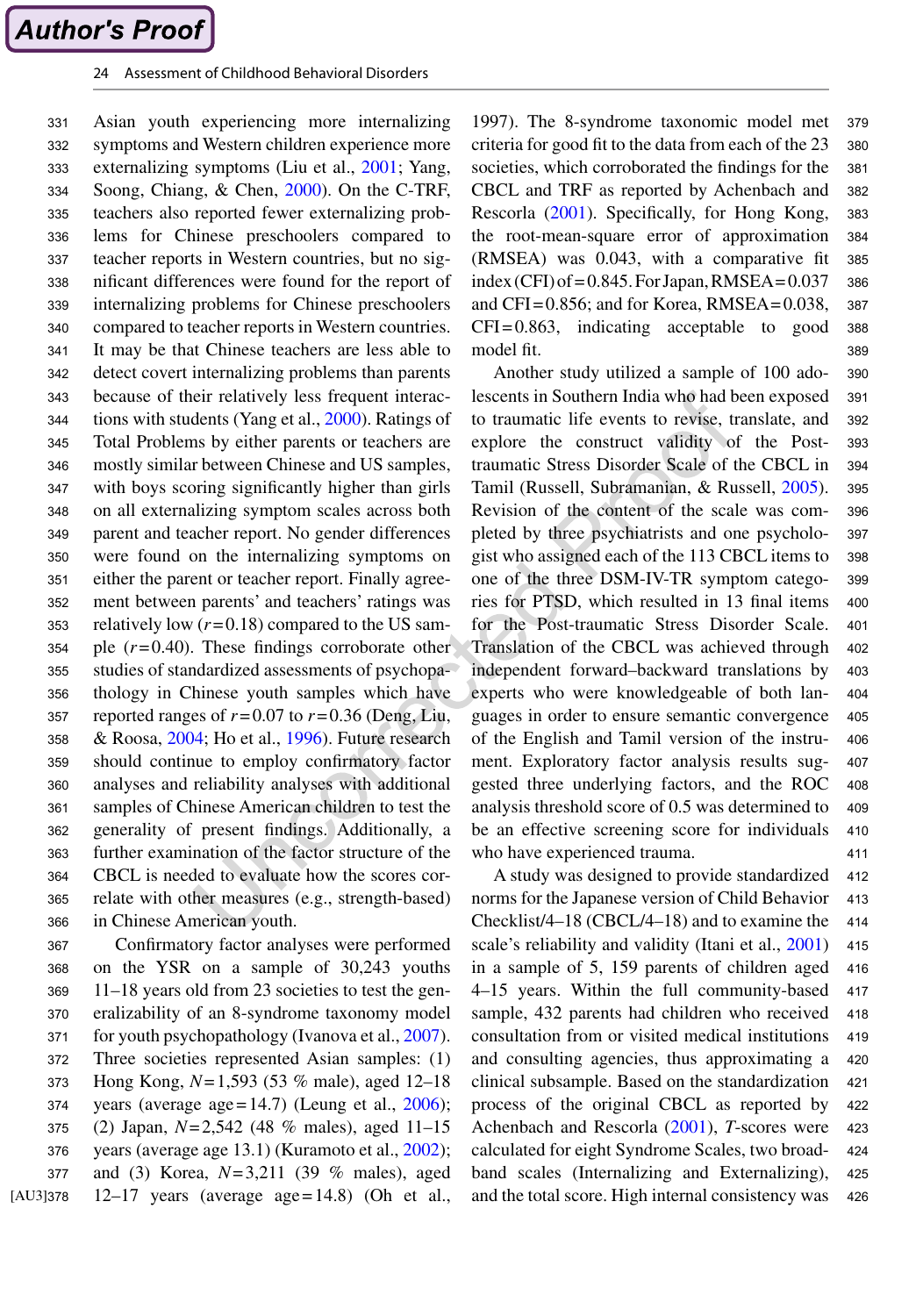Asian youth experiencing more internalizing symptoms and Western children experience more externalizing symptoms (Liu et al., 2001; Yang, Soong, Chiang, & Chen, 2000). On the C-TRF, teachers also reported fewer externalizing problems for Chinese preschoolers compared to teacher reports in Western countries, but no significant differences were found for the report of internalizing problems for Chinese preschoolers compared to teacher reports in Western countries. It may be that Chinese teachers are less able to detect covert internalizing problems than parents because of their relatively less frequent interactions with students (Yang et al., 2000). Ratings of Total Problems by either parents or teachers are mostly similar between Chinese and US samples, with boys scoring significantly higher than girls on all externalizing symptom scales across both parent and teacher report. No gender differences were found on the internalizing symptoms on either the parent or teacher report. Finally agreement between parents' and teachers' ratings was relatively low ($r=0.18$) compared to the US sample ($r=0.40$). These findings corroborate other studies of standardized assessments of psychopathology in Chinese youth samples which have reported ranges of $r=0.07$ to $r=0.36$ (Deng, Liu, & Roosa, 2004; Ho et al., 1996). Future research should continue to employ confirmatory factor analyses and reliability analyses with additional samples of Chinese American children to test the generality of present findings. Additionally, a further examination of the factor structure of the CBCL is needed to evaluate how the scores correlate with other measures (e.g., strength-based) in Chinese American youth.

Confirmatory factor analyses were performed on the YSR on a sample of 30,243 youths 11–18 years old from 23 societies to test the generalizability of an 8-syndrome taxonomy model for youth psychopathology (Ivanova et al., 2007). Three societies represented Asian samples: (1) Hong Kong, $N=1{,}593$ (53 % male), aged 12–18 years (average age = 14.7) (Leung et al., 2006); (2) Japan, $N=2{,}542$ (48 % males), aged 11–15 years (average age 13.1) (Kuramoto et al., 2002); and (3) Korea, $N=3{,}211$ (39 % males), aged 12–17 years (average age = 14.8) (Oh et al., 1997). The 8-syndrome taxonomic model met criteria for good fit to the data from each of the 23 societies, which corroborated the findings for the CBCL and TRF as reported by Achenbach and Rescorla (2001). Specifically, for Hong Kong, the root-mean-square error of approximation (RMSEA) was 0.043, with a comparative fit index (CFI) of = 0.845. For Japan, RMSEA = 0.037 and CFI = 0.856; and for Korea, RMSEA = 0.038, CFI = 0.863, indicating acceptable to good model fit.

Another study utilized a sample of 100 adolescents in Southern India who had been exposed to traumatic life events to revise, translate, and explore the construct validity of the Post-traumatic Stress Disorder Scale of the CBCL in Tamil (Russell, Subramanian, & Russell, 2005). Revision of the content of the scale was completed by three psychiatrists and one psychologist who assigned each of the 113 CBCL items to one of the three DSM-IV-TR symptom categories for PTSD, which resulted in 13 final items for the Post-traumatic Stress Disorder Scale. Translation of the CBCL was achieved through independent forward–backward translations by experts who were knowledgeable of both languages in order to ensure semantic convergence of the English and Tamil version of the instrument. Exploratory factor analysis results suggested three underlying factors, and the ROC analysis threshold score of 0.5 was determined to be an effective screening score for individuals who have experienced trauma.

A study was designed to provide standardized norms for the Japanese version of Child Behavior Checklist/4–18 (CBCL/4–18) and to examine the scale's reliability and validity (Itani et al., 2001) in a sample of 5, 159 parents of children aged 4–15 years. Within the full community-based sample, 432 parents had children who received consultation from or visited medical institutions and consulting agencies, thus approximating a clinical subsample. Based on the standardization process of the original CBCL as reported by Achenbach and Rescorla (2001), *T*-scores were calculated for eight Syndrome Scales, two broad-band scales (Internalizing and Externalizing), and the total score. High internal consistency was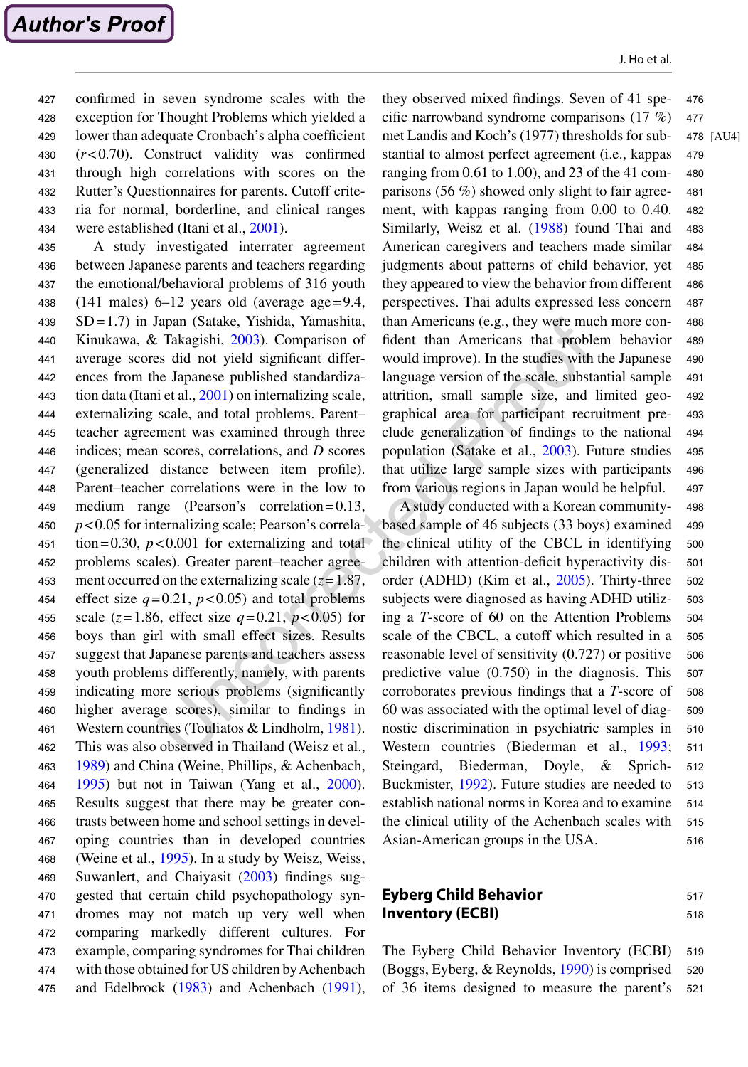confirmed in seven syndrome scales with the exception for Thought Problems which yielded a lower than adequate Cronbach's alpha coefficient ($r < 0.70$). Construct validity was confirmed through high correlations with scores on the Rutter's Questionnaires for parents. Cutoff criteria for normal, borderline, and clinical ranges were established (Itani et al., 2001).

A study investigated interrater agreement between Japanese parents and teachers regarding the emotional/behavioral problems of 316 youth (141 males) 6–12 years old (average age = 9.4, SD = 1.7) in Japan (Satake, Yishida, Yamashita, Kinukawa, & Takagishi, 2003). Comparison of average scores did not yield significant differences from the Japanese published standardization data (Itani et al., 2001) on internalizing scale, externalizing scale, and total problems. Parent–teacher agreement was examined through three indices; mean scores, correlations, and *D* scores (generalized distance between item profile). Parent–teacher correlations were in the low to medium range (Pearson's correlation = 0.13, $p < 0.05$ for internalizing scale; Pearson's correlation = 0.30, $p < 0.001$ for externalizing and total problems scales). Greater parent–teacher agreement occurred on the externalizing scale ($z = 1.87$, effect size $q = 0.21$, $p < 0.05$) and total problems scale ($z = 1.86$, effect size $q = 0.21$, $p < 0.05$) for boys than girl with small effect sizes. Results suggest that Japanese parents and teachers assess youth problems differently, namely, with parents indicating more serious problems (significantly higher average scores), similar to findings in Western countries (Touliatos & Lindholm, 1981). This was also observed in Thailand (Weisz et al., 1989) and China (Weine, Phillips, & Achenbach, 1995) but not in Taiwan (Yang et al., 2000). Results suggest that there may be greater contrasts between home and school settings in developing countries than in developed countries (Weine et al., 1995). In a study by Weisz, Weiss, Suwanlert, and Chaiyasit (2003) findings suggested that certain child psychopathology syndromes may not match up very well when comparing markedly different cultures. For example, comparing syndromes for Thai children with those obtained for US children by Achenbach and Edelbrock (1983) and Achenbach (1991), they observed mixed findings. Seven of 41 specific narrowband syndrome comparisons (17 %) met Landis and Koch's (1977) thresholds for substantial to almost perfect agreement (i.e., kappas ranging from 0.61 to 1.00), and 23 of the 41 comparisons (56 %) showed only slight to fair agreement, with kappas ranging from 0.00 to 0.40. Similarly, Weisz et al. (1988) found Thai and American caregivers and teachers made similar judgments about patterns of child behavior, yet they appeared to view the behavior from different perspectives. Thai adults expressed less concern than Americans (e.g., they were much more confident than Americans that problem behavior would improve). In the studies with the Japanese language version of the scale, substantial sample attrition, small sample size, and limited geographical area for participant recruitment preclude generalization of findings to the national population (Satake et al., 2003). Future studies that utilize large sample sizes with participants from various regions in Japan would be helpful.

A study conducted with a Korean community-based sample of 46 subjects (33 boys) examined the clinical utility of the CBCL in identifying children with attention-deficit hyperactivity disorder (ADHD) (Kim et al., 2005). Thirty-three subjects were diagnosed as having ADHD utilizing a *T*-score of 60 on the Attention Problems scale of the CBCL, a cutoff which resulted in a reasonable level of sensitivity (0.727) or positive predictive value (0.750) in the diagnosis. This corroborates previous findings that a *T*-score of 60 was associated with the optimal level of diagnostic discrimination in psychiatric samples in Western countries (Biederman et al., 1993; Steingard, Biederman, Doyle, & Sprich-Buckmister, 1992). Future studies are needed to establish national norms in Korea and to examine the clinical utility of the Achenbach scales with Asian-American groups in the USA.

## Eyberg Child Behavior Inventory (ECBI)

The Eyberg Child Behavior Inventory (ECBI) (Boggs, Eyberg, & Reynolds, 1990) is comprised of 36 items designed to measure the parent's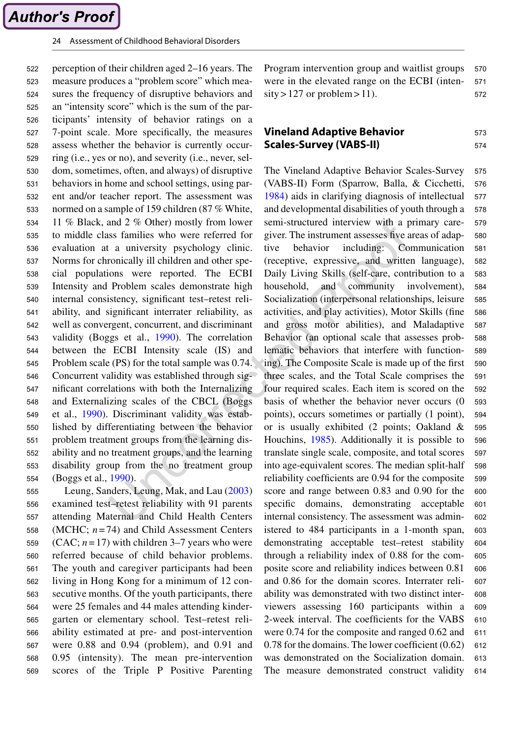perception of their children aged 2–16 years. The measure produces a "problem score" which measures the frequency of disruptive behaviors and an "intensity score" which is the sum of the participants' intensity of behavior ratings on a 7-point scale. More specifically, the measures assess whether the behavior is currently occurring (i.e., yes or no), and severity (i.e., never, seldom, sometimes, often, and always) of disruptive behaviors in home and school settings, using parent and/or teacher report. The assessment was normed on a sample of 159 children (87 % White, 11 % Black, and 2 % Other) mostly from lower to middle class families who were referred for evaluation at a university psychology clinic. Norms for chronically ill children and other special populations were reported. The ECBI Intensity and Problem scales demonstrate high internal consistency, significant test–retest reliability, and significant interrater reliability, as well as convergent, concurrent, and discriminant validity (Boggs et al., 1990). The correlation between the ECBI Intensity scale (IS) and Problem scale (PS) for the total sample was 0.74. Concurrent validity was established through significant correlations with both the Internalizing and Externalizing scales of the CBCL (Boggs et al., 1990). Discriminant validity was established by differentiating between the behavior problem treatment groups from the learning disability and no treatment groups, and the learning disability group from the no treatment group (Boggs et al., 1990).

Leung, Sanders, Leung, Mak, and Lau (2003) examined test–retest reliability with 91 parents attending Maternal and Child Health Centers (MCHC; $n = 74$) and Child Assessment Centers (CAC; $n = 17$) with children 3–7 years who were referred because of child behavior problems. The youth and caregiver participants had been living in Hong Kong for a minimum of 12 consecutive months. Of the youth participants, there were 25 females and 44 males attending kindergarten or elementary school. Test–retest reliability estimated at pre- and post-intervention were 0.88 and 0.94 (problem), and 0.91 and 0.95 (intensity). The mean pre-intervention scores of the Triple P Positive Parenting Program intervention group and waitlist groups were in the elevated range on the ECBI (intensity > 127 or problem > 11).

## Vineland Adaptive Behavior Scales-Survey (VABS-II)

The Vineland Adaptive Behavior Scales-Survey (VABS-II) Form (Sparrow, Balla, & Cicchetti, 1984) aids in clarifying diagnosis of intellectual and developmental disabilities of youth through a semi-structured interview with a primary caregiver. The instrument assesses five areas of adaptive behavior including: Communication (receptive, expressive, and written language), Daily Living Skills (self-care, contribution to a household, and community involvement), Socialization (interpersonal relationships, leisure activities, and play activities), Motor Skills (fine and gross motor abilities), and Maladaptive Behavior (an optional scale that assesses problematic behaviors that interfere with functioning). The Composite Scale is made up of the first three scales, and the Total Scale comprises the four required scales. Each item is scored on the basis of whether the behavior never occurs (0 points), occurs sometimes or partially (1 point), or is usually exhibited (2 points; Oakland & Houchins, 1985). Additionally it is possible to translate single scale, composite, and total scores into age-equivalent scores. The median split-half reliability coefficients are 0.94 for the composite score and range between 0.83 and 0.90 for the specific domains, demonstrating acceptable internal consistency. The assessment was administered to 484 participants in a 1-month span, demonstrating acceptable test–retest stability through a reliability index of 0.88 for the composite score and reliability indices between 0.81 and 0.86 for the domain scores. Interrater reliability was demonstrated with two distinct interviewers assessing 160 participants within a 2-week interval. The coefficients for the VABS were 0.74 for the composite and ranged 0.62 and 0.78 for the domains. The lower coefficient (0.62) was demonstrated on the Socialization domain. The measure demonstrated construct validity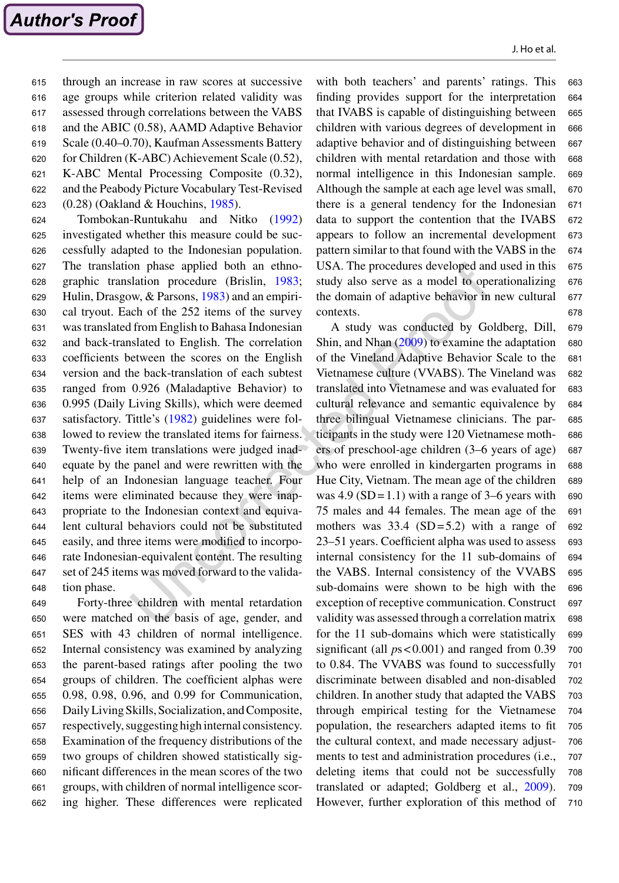through an increase in raw scores at successive age groups while criterion related validity was assessed through correlations between the VABS and the ABIC (0.58), AAMD Adaptive Behavior Scale (0.40–0.70), Kaufman Assessments Battery for Children (K-ABC) Achievement Scale (0.52), K-ABC Mental Processing Composite (0.32), and the Peabody Picture Vocabulary Test-Revised (0.28) (Oakland & Houchins, 1985).

Tombokan-Runtukahu and Nitko (1992) investigated whether this measure could be successfully adapted to the Indonesian population. The translation phase applied both an ethnographic translation procedure (Brislin, 1983; Hulin, Drasgow, & Parsons, 1983) and an empirical tryout. Each of the 252 items of the survey was translated from English to Bahasa Indonesian and back-translated to English. The correlation coefficients between the scores on the English version and the back-translation of each subtest ranged from 0.926 (Maladaptive Behavior) to 0.995 (Daily Living Skills), which were deemed satisfactory. Tittle's (1982) guidelines were followed to review the translated items for fairness. Twenty-five item translations were judged inadequate by the panel and were rewritten with the help of an Indonesian language teacher. Four items were eliminated because they were inappropriate to the Indonesian context and equivalent cultural behaviors could not be substituted easily, and three items were modified to incorporate Indonesian-equivalent content. The resulting set of 245 items was moved forward to the validation phase.

Forty-three children with mental retardation were matched on the basis of age, gender, and SES with 43 children of normal intelligence. Internal consistency was examined by analyzing the parent-based ratings after pooling the two groups of children. The coefficient alphas were 0.98, 0.98, 0.96, and 0.99 for Communication, Daily Living Skills, Socialization, and Composite, respectively, suggesting high internal consistency. Examination of the frequency distributions of the two groups of children showed statistically significant differences in the mean scores of the two groups, with children of normal intelligence scoring higher. These differences were replicated with both teachers' and parents' ratings. This finding provides support for the interpretation that IVABS is capable of distinguishing between children with various degrees of development in adaptive behavior and of distinguishing between children with mental retardation and those with normal intelligence in this Indonesian sample. Although the sample at each age level was small, there is a general tendency for the Indonesian data to support the contention that the IVABS appears to follow an incremental development pattern similar to that found with the VABS in the USA. The procedures developed and used in this study also serve as a model to operationalizing the domain of adaptive behavior in new cultural contexts.

A study was conducted by Goldberg, Dill, Shin, and Nhan (2009) to examine the adaptation of the Vineland Adaptive Behavior Scale to the Vietnamese culture (VVABS). The Vineland was translated into Vietnamese and was evaluated for cultural relevance and semantic equivalence by three bilingual Vietnamese clinicians. The participants in the study were 120 Vietnamese mothers of preschool-age children (3–6 years of age) who were enrolled in kindergarten programs in Hue City, Vietnam. The mean age of the children was 4.9 ($SD = 1.1$) with a range of 3–6 years with 75 males and 44 females. The mean age of the mothers was 33.4 ($SD = 5.2$) with a range of 23–51 years. Coefficient alpha was used to assess internal consistency for the 11 sub-domains of the VABS. Internal consistency of the VVABS sub-domains were shown to be high with the exception of receptive communication. Construct validity was assessed through a correlation matrix for the 11 sub-domains which were statistically significant (all $ps < 0.001$) and ranged from 0.39 to 0.84. The VVABS was found to successfully discriminate between disabled and non-disabled children. In another study that adapted the VABS through empirical testing for the Vietnamese population, the researchers adapted items to fit the cultural context, and made necessary adjustments to test and administration procedures (i.e., deleting items that could not be successfully translated or adapted; Goldberg et al., 2009). However, further exploration of this method of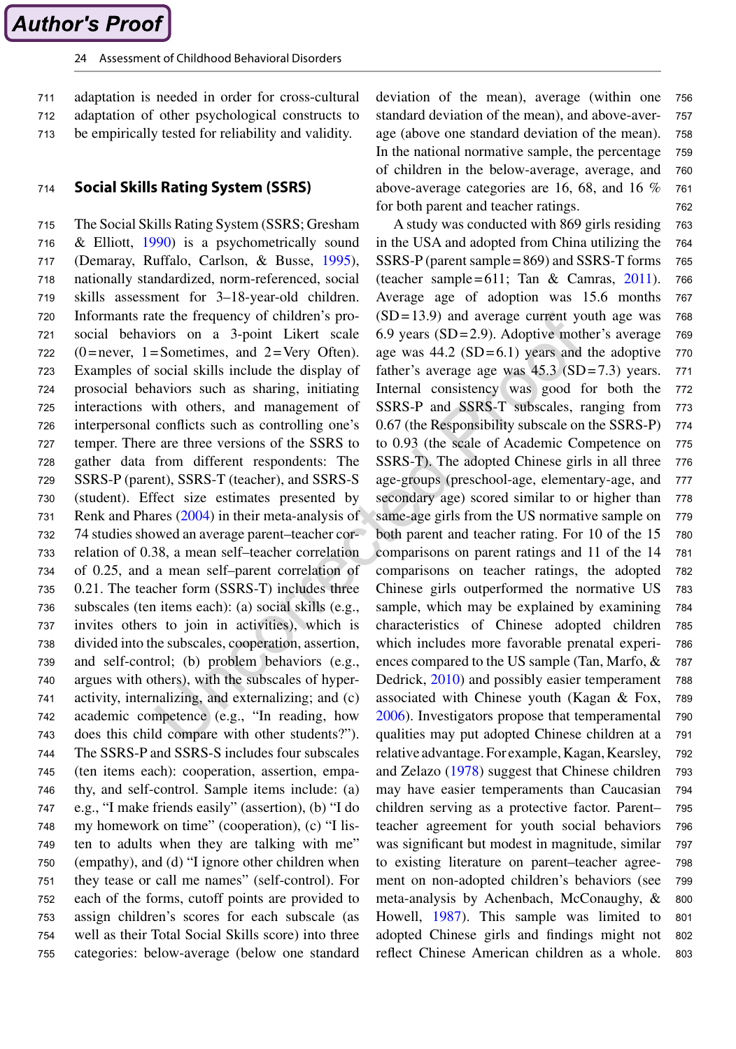adaptation is needed in order for cross-cultural adaptation of other psychological constructs to be empirically tested for reliability and validity.

## Social Skills Rating System (SSRS)

The Social Skills Rating System (SSRS; Gresham & Elliott, 1990) is a psychometrically sound (Demaray, Ruffalo, Carlson, & Busse, 1995), nationally standardized, norm-referenced, social skills assessment for 3–18-year-old children. Informants rate the frequency of children's prosocial behaviors on a 3-point Likert scale (0 = never, 1 = Sometimes, and 2 = Very Often). Examples of social skills include the display of prosocial behaviors such as sharing, initiating interactions with others, and management of interpersonal conflicts such as controlling one's temper. There are three versions of the SSRS to gather data from different respondents: The SSRS-P (parent), SSRS-T (teacher), and SSRS-S (student). Effect size estimates presented by Renk and Phares (2004) in their meta-analysis of 74 studies showed an average parent–teacher correlation of 0.38, a mean self–teacher correlation of 0.25, and a mean self–parent correlation of 0.21. The teacher form (SSRS-T) includes three subscales (ten items each): (a) social skills (e.g., invites others to join in activities), which is divided into the subscales, cooperation, assertion, and self-control; (b) problem behaviors (e.g., argues with others), with the subscales of hyperactivity, internalizing, and externalizing; and (c) academic competence (e.g., "In reading, how does this child compare with other students?"). The SSRS-P and SSRS-S includes four subscales (ten items each): cooperation, assertion, empathy, and self-control. Sample items include: (a) e.g., "I make friends easily" (assertion), (b) "I do my homework on time" (cooperation), (c) "I listen to adults when they are talking with me" (empathy), and (d) "I ignore other children when they tease or call me names" (self-control). For each of the forms, cutoff points are provided to assign children's scores for each subscale (as well as their Total Social Skills score) into three categories: below-average (below one standard deviation of the mean), average (within one standard deviation of the mean), and above-average (above one standard deviation of the mean). In the national normative sample, the percentage of children in the below-average, average, and above-average categories are 16, 68, and 16 % for both parent and teacher ratings.

A study was conducted with 869 girls residing in the USA and adopted from China utilizing the SSRS-P (parent sample = 869) and SSRS-T forms (teacher sample = 611; Tan & Camras, 2011). Average age of adoption was 15.6 months (SD = 13.9) and average current youth age was 6.9 years (SD = 2.9). Adoptive mother's average age was 44.2 (SD = 6.1) years and the adoptive father's average age was 45.3 (SD = 7.3) years. Internal consistency was good for both the SSRS-P and SSRS-T subscales, ranging from 0.67 (the Responsibility subscale on the SSRS-P) to 0.93 (the scale of Academic Competence on SSRS-T). The adopted Chinese girls in all three age-groups (preschool-age, elementary-age, and secondary age) scored similar to or higher than same-age girls from the US normative sample on both parent and teacher rating. For 10 of the 15 comparisons on parent ratings and 11 of the 14 comparisons on teacher ratings, the adopted Chinese girls outperformed the normative US sample, which may be explained by examining characteristics of Chinese adopted children which includes more favorable prenatal experiences compared to the US sample (Tan, Marfo, & Dedrick, 2010) and possibly easier temperament associated with Chinese youth (Kagan & Fox, 2006). Investigators propose that temperamental qualities may put adopted Chinese children at a relative advantage. For example, Kagan, Kearsley, and Zelazo (1978) suggest that Chinese children may have easier temperaments than Caucasian children serving as a protective factor. Parent–teacher agreement for youth social behaviors was significant but modest in magnitude, similar to existing literature on parent–teacher agreement on non-adopted children's behaviors (see meta-analysis by Achenbach, McConaughy, & Howell, 1987). This sample was limited to adopted Chinese girls and findings might not reflect Chinese American children as a whole.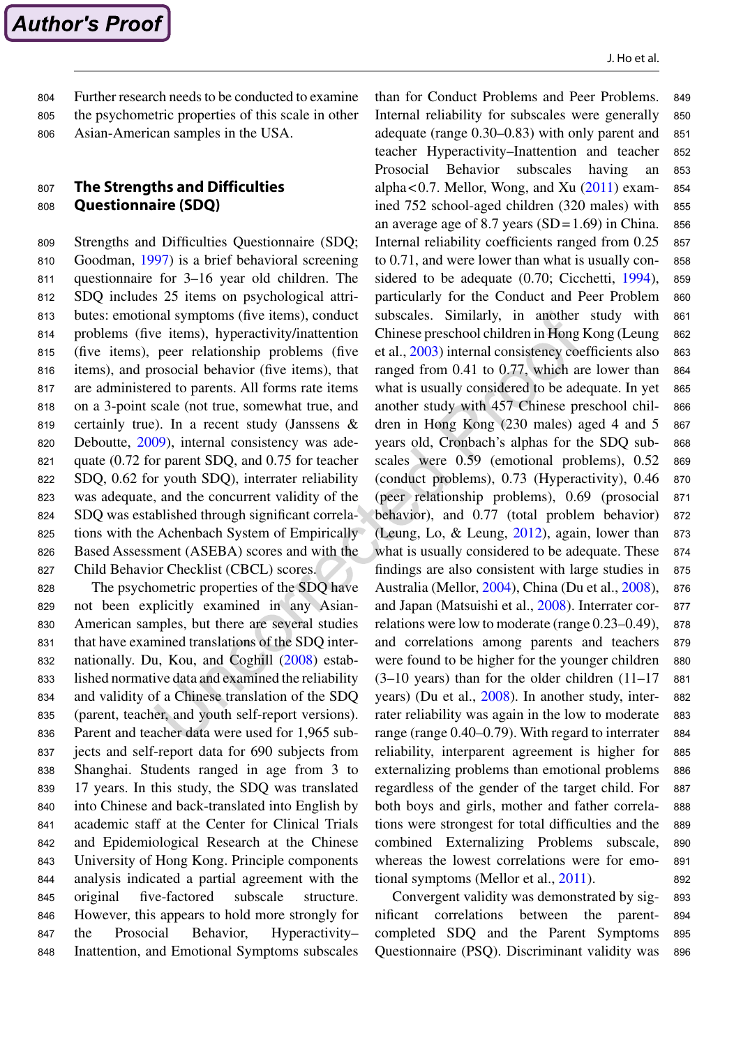Further research needs to be conducted to examine the psychometric properties of this scale in other Asian-American samples in the USA.

## The Strengths and Difficulties Questionnaire (SDQ)

Strengths and Difficulties Questionnaire (SDQ; Goodman, 1997) is a brief behavioral screening questionnaire for 3–16 year old children. The SDQ includes 25 items on psychological attributes: emotional symptoms (five items), conduct problems (five items), hyperactivity/inattention (five items), peer relationship problems (five items), and prosocial behavior (five items), that are administered to parents. All forms rate items on a 3-point scale (not true, somewhat true, and certainly true). In a recent study (Janssens & Deboutte, 2009), internal consistency was adequate (0.72 for parent SDQ, and 0.75 for teacher SDQ, 0.62 for youth SDQ), interrater reliability was adequate, and the concurrent validity of the SDQ was established through significant correlations with the Achenbach System of Empirically Based Assessment (ASEBA) scores and with the Child Behavior Checklist (CBCL) scores.

The psychometric properties of the SDQ have not been explicitly examined in any Asian-American samples, but there are several studies that have examined translations of the SDQ internationally. Du, Kou, and Coghill (2008) established normative data and examined the reliability and validity of a Chinese translation of the SDQ (parent, teacher, and youth self-report versions). Parent and teacher data were used for 1,965 subjects and self-report data for 690 subjects from Shanghai. Students ranged in age from 3 to 17 years. In this study, the SDQ was translated into Chinese and back-translated into English by academic staff at the Center for Clinical Trials and Epidemiological Research at the Chinese University of Hong Kong. Principle components analysis indicated a partial agreement with the original five-factored subscale structure. However, this appears to hold more strongly for the Prosocial Behavior, Hyperactivity–Inattention, and Emotional Symptoms subscales than for Conduct Problems and Peer Problems. Internal reliability for subscales were generally adequate (range 0.30–0.83) with only parent and teacher Hyperactivity–Inattention and teacher Prosocial Behavior subscales having an alpha < 0.7. Mellor, Wong, and Xu (2011) examined 752 school-aged children (320 males) with an average age of 8.7 years (SD = 1.69) in China. Internal reliability coefficients ranged from 0.25 to 0.71, and were lower than what is usually considered to be adequate (0.70; Cicchetti, 1994), particularly for the Conduct and Peer Problem subscales. Similarly, in another study with Chinese preschool children in Hong Kong (Leung et al., 2003) internal consistency coefficients also ranged from 0.41 to 0.77, which are lower than what is usually considered to be adequate. In yet another study with 457 Chinese preschool children in Hong Kong (230 males) aged 4 and 5 years old, Cronbach's alphas for the SDQ subscales were 0.59 (emotional problems), 0.52 (conduct problems), 0.73 (Hyperactivity), 0.46 (peer relationship problems), 0.69 (prosocial behavior), and 0.77 (total problem behavior) (Leung, Lo, & Leung, 2012), again, lower than what is usually considered to be adequate. These findings are also consistent with large studies in Australia (Mellor, 2004), China (Du et al., 2008), and Japan (Matsuishi et al., 2008). Interrater correlations were low to moderate (range 0.23–0.49), and correlations among parents and teachers were found to be higher for the younger children (3–10 years) than for the older children (11–17 years) (Du et al., 2008). In another study, interrater reliability was again in the low to moderate range (range 0.40–0.79). With regard to interrater reliability, interparent agreement is higher for externalizing problems than emotional problems regardless of the gender of the target child. For both boys and girls, mother and father correlations were strongest for total difficulties and the combined Externalizing Problems subscale, whereas the lowest correlations were for emotional symptoms (Mellor et al., 2011).

Convergent validity was demonstrated by significant correlations between the parent-completed SDQ and the Parent Symptoms Questionnaire (PSQ). Discriminant validity was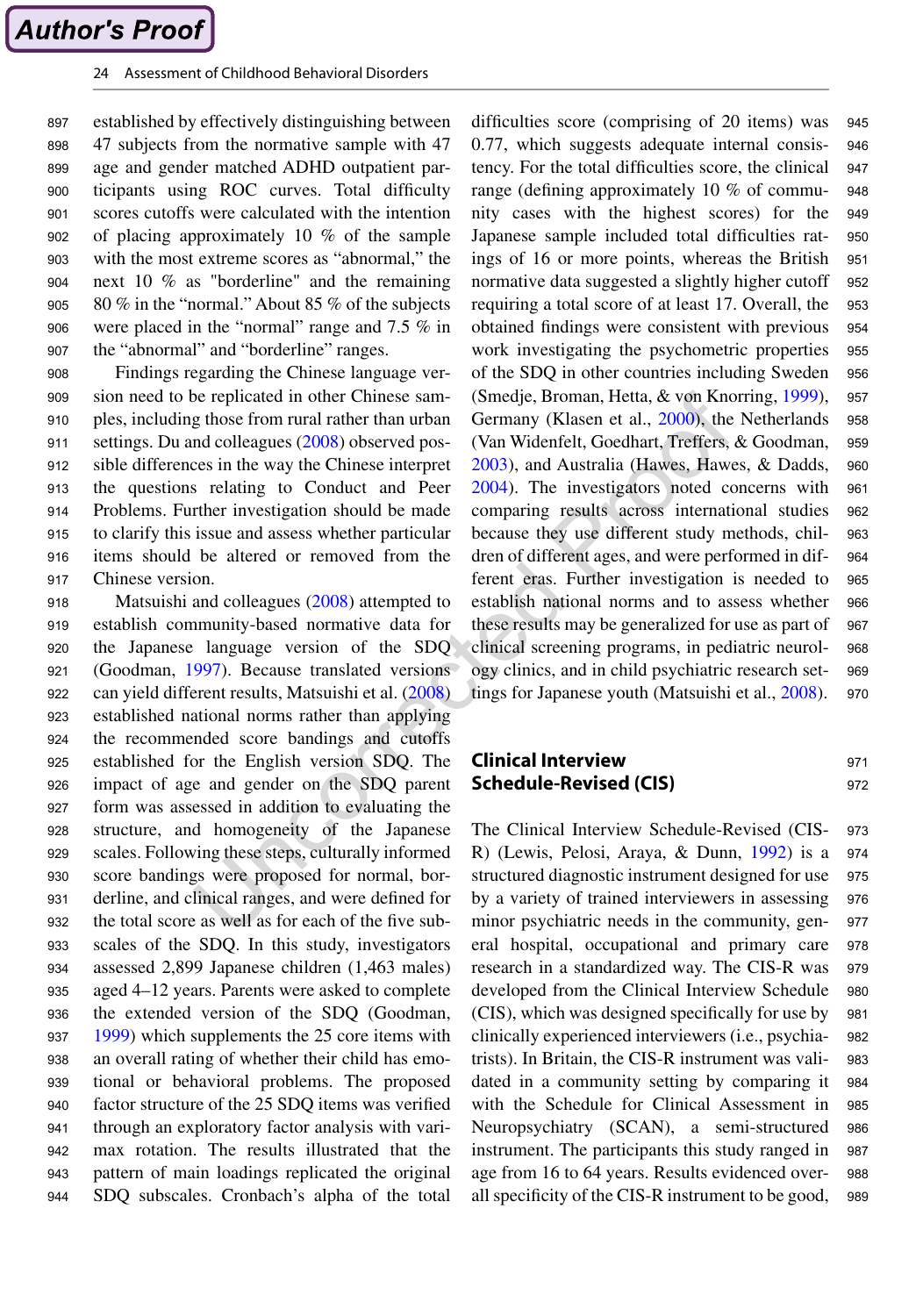established by effectively distinguishing between 47 subjects from the normative sample with 47 age and gender matched ADHD outpatient participants using ROC curves. Total difficulty scores cutoffs were calculated with the intention of placing approximately 10 % of the sample with the most extreme scores as “abnormal,” the next 10 % as "borderline" and the remaining 80 % in the “normal.” About 85 % of the subjects were placed in the “normal” range and 7.5 % in the “abnormal” and “borderline” ranges.

Findings regarding the Chinese language version need to be replicated in other Chinese samples, including those from rural rather than urban settings. Du and colleagues (2008) observed possible differences in the way the Chinese interpret the questions relating to Conduct and Peer Problems. Further investigation should be made to clarify this issue and assess whether particular items should be altered or removed from the Chinese version.

Matsuishi and colleagues (2008) attempted to establish community-based normative data for the Japanese language version of the SDQ (Goodman, 1997). Because translated versions can yield different results, Matsuishi et al. (2008) established national norms rather than applying the recommended score bandings and cutoffs established for the English version SDQ. The impact of age and gender on the SDQ parent form was assessed in addition to evaluating the structure, and homogeneity of the Japanese scales. Following these steps, culturally informed score bandings were proposed for normal, borderline, and clinical ranges, and were defined for the total score as well as for each of the five subscales of the SDQ. In this study, investigators assessed 2,899 Japanese children (1,463 males) aged 4–12 years. Parents were asked to complete the extended version of the SDQ (Goodman, 1999) which supplements the 25 core items with an overall rating of whether their child has emotional or behavioral problems. The proposed factor structure of the 25 SDQ items was verified through an exploratory factor analysis with varimax rotation. The results illustrated that the pattern of main loadings replicated the original SDQ subscales. Cronbach’s alpha of the total difficulties score (comprising of 20 items) was 0.77, which suggests adequate internal consistency. For the total difficulties score, the clinical range (defining approximately 10 % of community cases with the highest scores) for the Japanese sample included total difficulties ratings of 16 or more points, whereas the British normative data suggested a slightly higher cutoff requiring a total score of at least 17. Overall, the obtained findings were consistent with previous work investigating the psychometric properties of the SDQ in other countries including Sweden (Smedje, Broman, Hetta, & von Knorring, 1999), Germany (Klasen et al., 2000), the Netherlands (Van Widenfelt, Goedhart, Treffers, & Goodman, 2003), and Australia (Hawes, Hawes, & Dadds, 2004). The investigators noted concerns with comparing results across international studies because they use different study methods, children of different ages, and were performed in different eras. Further investigation is needed to establish national norms and to assess whether these results may be generalized for use as part of clinical screening programs, in pediatric neurology clinics, and in child psychiatric research settings for Japanese youth (Matsuishi et al., 2008).

## Clinical Interview Schedule-Revised (CIS)

The Clinical Interview Schedule-Revised (CIS-R) (Lewis, Pelosi, Araya, & Dunn, 1992) is a structured diagnostic instrument designed for use by a variety of trained interviewers in assessing minor psychiatric needs in the community, general hospital, occupational and primary care research in a standardized way. The CIS-R was developed from the Clinical Interview Schedule (CIS), which was designed specifically for use by clinically experienced interviewers (i.e., psychiatrists). In Britain, the CIS-R instrument was validated in a community setting by comparing it with the Schedule for Clinical Assessment in Neuropsychiatry (SCAN), a semi-structured instrument. The participants this study ranged in age from 16 to 64 years. Results evidenced overall specificity of the CIS-R instrument to be good,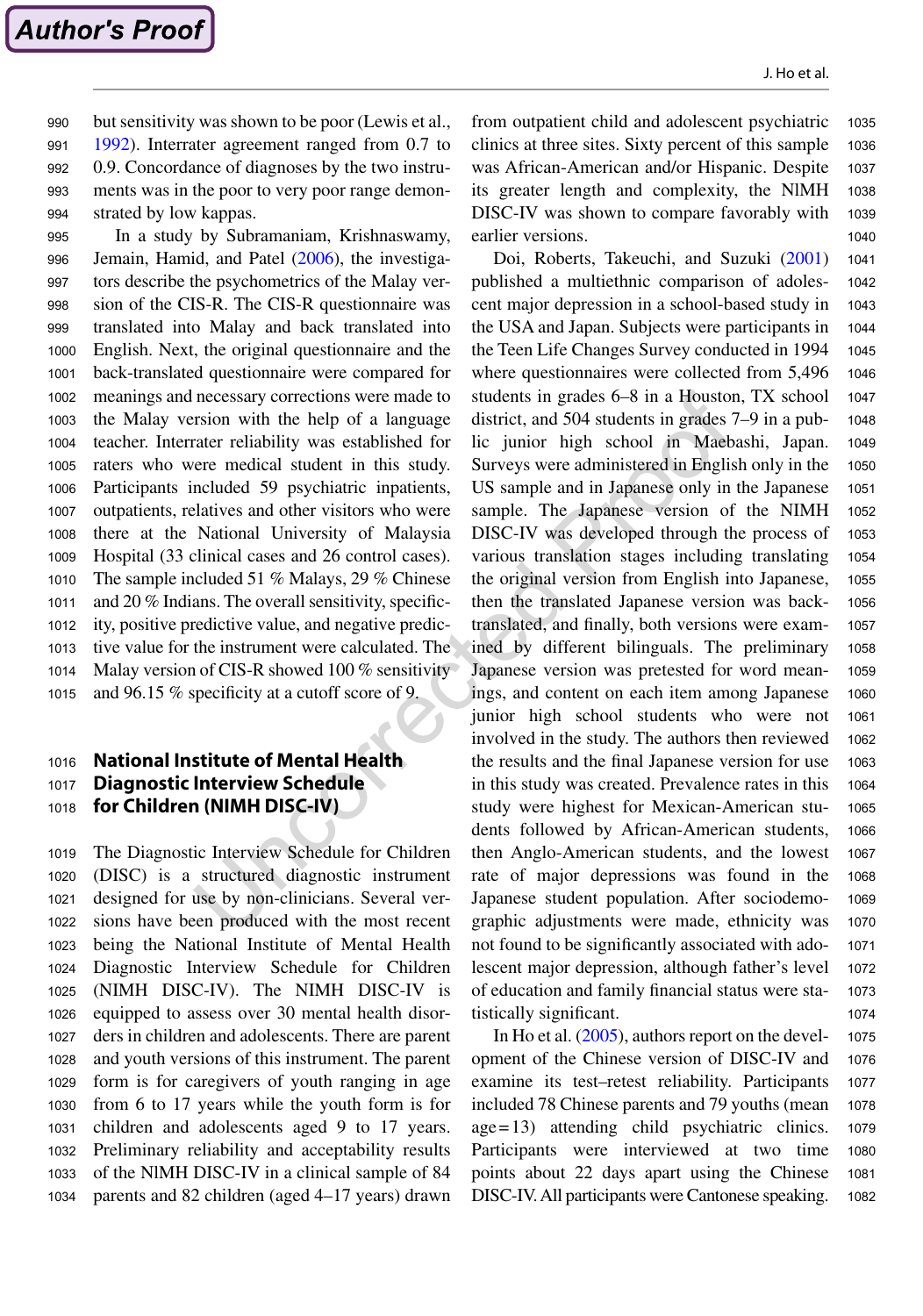but sensitivity was shown to be poor (Lewis et al., 1992). Interrater agreement ranged from 0.7 to 0.9. Concordance of diagnoses by the two instruments was in the poor to very poor range demonstrated by low kappas.

In a study by Subramaniam, Krishnaswamy, Jemain, Hamid, and Patel (2006), the investigators describe the psychometrics of the Malay version of the CIS-R. The CIS-R questionnaire was translated into Malay and back translated into English. Next, the original questionnaire and the back-translated questionnaire were compared for meanings and necessary corrections were made to the Malay version with the help of a language teacher. Interrater reliability was established for raters who were medical student in this study. Participants included 59 psychiatric inpatients, outpatients, relatives and other visitors who were there at the National University of Malaysia Hospital (33 clinical cases and 26 control cases). The sample included 51 % Malays, 29 % Chinese and 20 % Indians. The overall sensitivity, specificity, positive predictive value, and negative predictive value for the instrument were calculated. The Malay version of CIS-R showed 100 % sensitivity and 96.15 % specificity at a cutoff score of 9.

## National Institute of Mental Health Diagnostic Interview Schedule for Children (NIMH DISC-IV)

The Diagnostic Interview Schedule for Children (DISC) is a structured diagnostic instrument designed for use by non-clinicians. Several versions have been produced with the most recent being the National Institute of Mental Health Diagnostic Interview Schedule for Children (NIMH DISC-IV). The NIMH DISC-IV is equipped to assess over 30 mental health disorders in children and adolescents. There are parent and youth versions of this instrument. The parent form is for caregivers of youth ranging in age from 6 to 17 years while the youth form is for children and adolescents aged 9 to 17 years. Preliminary reliability and acceptability results of the NIMH DISC-IV in a clinical sample of 84 parents and 82 children (aged 4–17 years) drawn from outpatient child and adolescent psychiatric clinics at three sites. Sixty percent of this sample was African-American and/or Hispanic. Despite its greater length and complexity, the NIMH DISC-IV was shown to compare favorably with earlier versions.

Doi, Roberts, Takeuchi, and Suzuki (2001) published a multiethnic comparison of adolescent major depression in a school-based study in the USA and Japan. Subjects were participants in the Teen Life Changes Survey conducted in 1994 where questionnaires were collected from 5,496 students in grades 6–8 in a Houston, TX school district, and 504 students in grades 7–9 in a public junior high school in Maebashi, Japan. Surveys were administered in English only in the US sample and in Japanese only in the Japanese sample. The Japanese version of the NIMH DISC-IV was developed through the process of various translation stages including translating the original version from English into Japanese, then the translated Japanese version was back-translated, and finally, both versions were examined by different bilinguals. The preliminary Japanese version was pretested for word meanings, and content on each item among Japanese junior high school students who were not involved in the study. The authors then reviewed the results and the final Japanese version for use in this study was created. Prevalence rates in this study were highest for Mexican-American students followed by African-American students, then Anglo-American students, and the lowest rate of major depressions was found in the Japanese student population. After sociodemographic adjustments were made, ethnicity was not found to be significantly associated with adolescent major depression, although father's level of education and family financial status were statistically significant.

In Ho et al. (2005), authors report on the development of the Chinese version of DISC-IV and examine its test–retest reliability. Participants included 78 Chinese parents and 79 youths (mean age = 13) attending child psychiatric clinics. Participants were interviewed at two time points about 22 days apart using the Chinese DISC-IV. All participants were Cantonese speaking.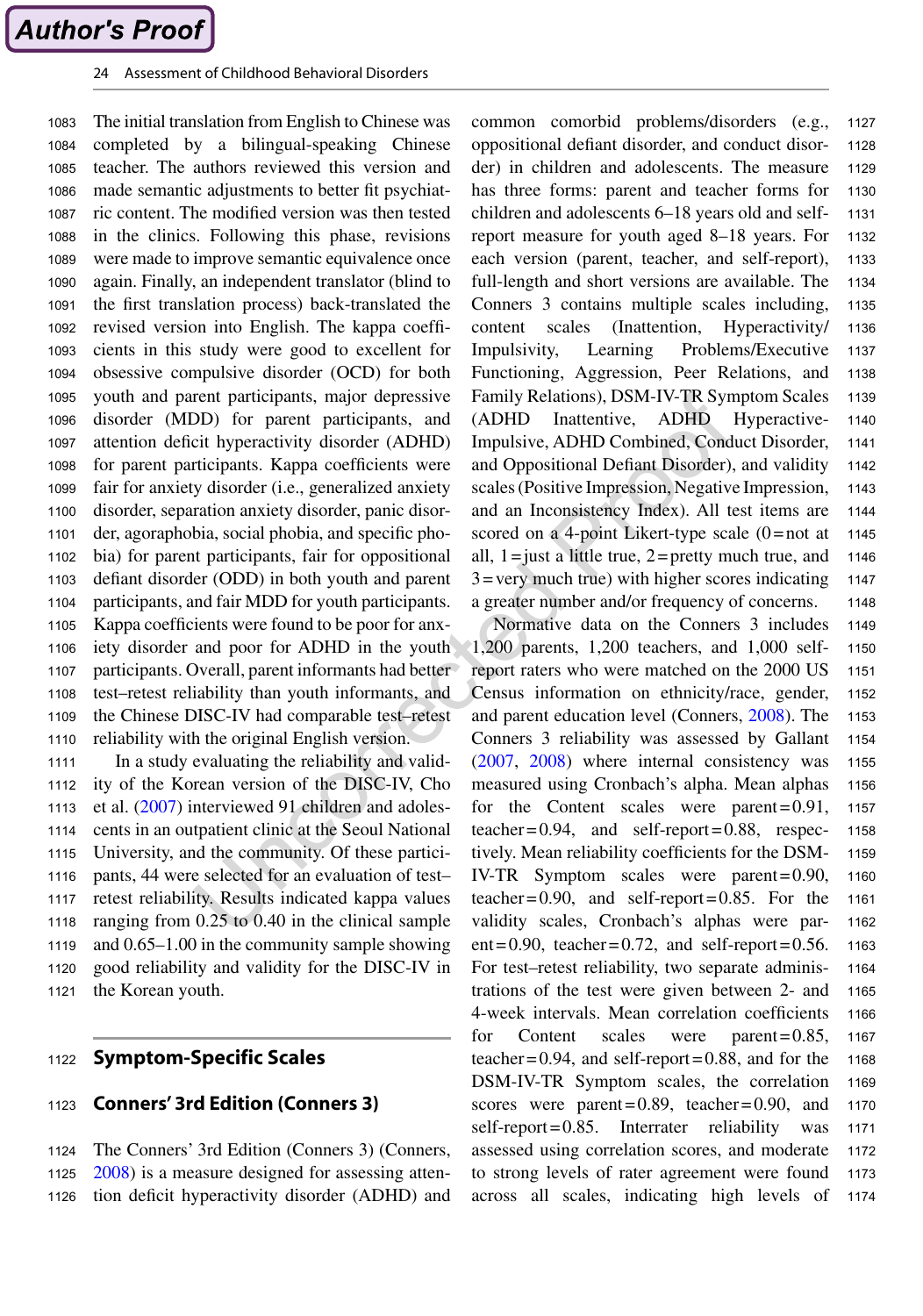The initial translation from English to Chinese was completed by a bilingual-speaking Chinese teacher. The authors reviewed this version and made semantic adjustments to better fit psychiatric content. The modified version was then tested in the clinics. Following this phase, revisions were made to improve semantic equivalence once again. Finally, an independent translator (blind to the first translation process) back-translated the revised version into English. The kappa coefficients in this study were good to excellent for obsessive compulsive disorder (OCD) for both youth and parent participants, major depressive disorder (MDD) for parent participants, and attention deficit hyperactivity disorder (ADHD) for parent participants. Kappa coefficients were fair for anxiety disorder (i.e., generalized anxiety disorder, separation anxiety disorder, panic disorder, agoraphobia, social phobia, and specific phobia) for parent participants, fair for oppositional defiant disorder (ODD) in both youth and parent participants, and fair MDD for youth participants. Kappa coefficients were found to be poor for anxiety disorder and poor for ADHD in the youth participants. Overall, parent informants had better test–retest reliability than youth informants, and the Chinese DISC-IV had comparable test–retest reliability with the original English version.

In a study evaluating the reliability and validity of the Korean version of the DISC-IV, Cho et al. (2007) interviewed 91 children and adolescents in an outpatient clinic at the Seoul National University, and the community. Of these participants, 44 were selected for an evaluation of test–retest reliability. Results indicated kappa values ranging from 0.25 to 0.40 in the clinical sample and 0.65–1.00 in the community sample showing good reliability and validity for the DISC-IV in the Korean youth.

## Symptom-Specific Scales

### Conners' 3rd Edition (Conners 3)

The Conners' 3rd Edition (Conners 3) (Conners, 2008) is a measure designed for assessing attention deficit hyperactivity disorder (ADHD) and common comorbid problems/disorders (e.g., oppositional defiant disorder, and conduct disorder) in children and adolescents. The measure has three forms: parent and teacher forms for children and adolescents 6–18 years old and self-report measure for youth aged 8–18 years. For each version (parent, teacher, and self-report), full-length and short versions are available. The Conners 3 contains multiple scales including, content scales (Inattention, Hyperactivity/Impulsivity, Learning Problems/Executive Functioning, Aggression, Peer Relations, and Family Relations), DSM-IV-TR Symptom Scales (ADHD Inattentive, ADHD Hyperactive-Impulsive, ADHD Combined, Conduct Disorder, and Oppositional Defiant Disorder), and validity scales (Positive Impression, Negative Impression, and an Inconsistency Index). All test items are scored on a 4-point Likert-type scale (0 = not at all, 1 = just a little true, 2 = pretty much true, and 3 = very much true) with higher scores indicating a greater number and/or frequency of concerns.

Normative data on the Conners 3 includes 1,200 parents, 1,200 teachers, and 1,000 self-report raters who were matched on the 2000 US Census information on ethnicity/race, gender, and parent education level (Conners, 2008). The Conners 3 reliability was assessed by Gallant (2007, 2008) where internal consistency was measured using Cronbach's alpha. Mean alphas for the Content scales were parent = 0.91, teacher = 0.94, and self-report = 0.88, respectively. Mean reliability coefficients for the DSM-IV-TR Symptom scales were parent = 0.90, teacher = 0.90, and self-report = 0.85. For the validity scales, Cronbach's alphas were parent = 0.90, teacher = 0.72, and self-report = 0.56. For test–retest reliability, two separate administrations of the test were given between 2- and 4-week intervals. Mean correlation coefficients for Content scales were parent = 0.85, teacher = 0.94, and self-report = 0.88, and for the DSM-IV-TR Symptom scales, the correlation scores were parent = 0.89, teacher = 0.90, and self-report = 0.85. Interrater reliability was assessed using correlation scores, and moderate to strong levels of rater agreement were found across all scales, indicating high levels of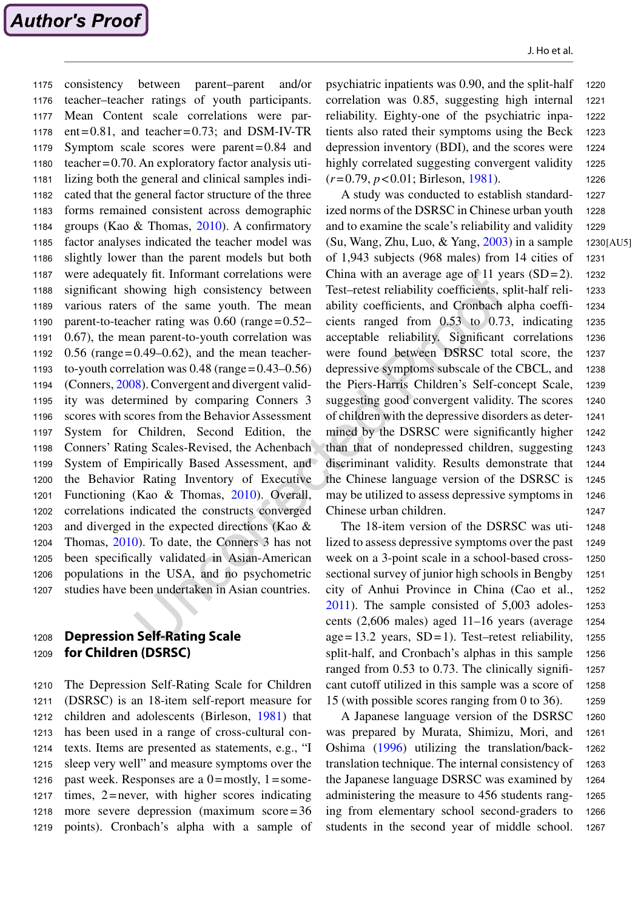consistency between parent–parent and/or teacher–teacher ratings of youth participants. Mean Content scale correlations were parent = 0.81, and teacher = 0.73; and DSM-IV-TR Symptom scale scores were parent = 0.84 and teacher = 0.70. An exploratory factor analysis utilizing both the general and clinical samples indicated that the general factor structure of the three forms remained consistent across demographic groups (Kao & Thomas, 2010). A confirmatory factor analyses indicated the teacher model was slightly lower than the parent models but both were adequately fit. Informant correlations were significant showing high consistency between various raters of the same youth. The mean parent-to-teacher rating was 0.60 (range = 0.52–0.67), the mean parent-to-youth correlation was 0.56 (range = 0.49–0.62), and the mean teacher-to-youth correlation was 0.48 (range = 0.43–0.56) (Conners, 2008). Convergent and divergent validity was determined by comparing Conners 3 scores with scores from the Behavior Assessment System for Children, Second Edition, the Conners' Rating Scales-Revised, the Achenbach System of Empirically Based Assessment, and the Behavior Rating Inventory of Executive Functioning (Kao & Thomas, 2010). Overall, correlations indicated the constructs converged and diverged in the expected directions (Kao & Thomas, 2010). To date, the Conners 3 has not been specifically validated in Asian-American populations in the USA, and no psychometric studies have been undertaken in Asian countries.

## Depression Self-Rating Scale for Children (DSRSC)

The Depression Self-Rating Scale for Children (DSRSC) is an 18-item self-report measure for children and adolescents (Birleson, 1981) that has been used in a range of cross-cultural contexts. Items are presented as statements, e.g., "I sleep very well" and measure symptoms over the past week. Responses are a 0 = mostly, 1 = sometimes, 2 = never, with higher scores indicating more severe depression (maximum score = 36 points). Cronbach's alpha with a sample of psychiatric inpatients was 0.90, and the split-half correlation was 0.85, suggesting high internal reliability. Eighty-one of the psychiatric inpatients also rated their symptoms using the Beck depression inventory (BDI), and the scores were highly correlated suggesting convergent validity ($r = 0.79$, $p < 0.01$; Birleson, 1981).

A study was conducted to establish standardized norms of the DSRSC in Chinese urban youth and to examine the scale's reliability and validity (Su, Wang, Zhu, Luo, & Yang, 2003) in a sample of 1,943 subjects (968 males) from 14 cities of China with an average age of 11 years (SD = 2). Test–retest reliability coefficients, split-half reliability coefficients, and Cronbach alpha coefficients ranged from 0.53 to 0.73, indicating acceptable reliability. Significant correlations were found between DSRSC total score, the depressive symptoms subscale of the CBCL, and the Piers-Harris Children's Self-concept Scale, suggesting good convergent validity. The scores of children with the depressive disorders as determined by the DSRSC were significantly higher than that of nondepressed children, suggesting discriminant validity. Results demonstrate that the Chinese language version of the DSRSC is may be utilized to assess depressive symptoms in Chinese urban children.

The 18-item version of the DSRSC was utilized to assess depressive symptoms over the past week on a 3-point scale in a school-based cross-sectional survey of junior high schools in Bengby city of Anhui Province in China (Cao et al., 2011). The sample consisted of 5,003 adolescents (2,606 males) aged 11–16 years (average age = 13.2 years, SD = 1). Test–retest reliability, split-half, and Cronbach's alphas in this sample ranged from 0.53 to 0.73. The clinically significant cutoff utilized in this sample was a score of 15 (with possible scores ranging from 0 to 36).

A Japanese language version of the DSRSC was prepared by Murata, Shimizu, Mori, and Oshima (1996) utilizing the translation/back-translation technique. The internal consistency of the Japanese language DSRSC was examined by administering the measure to 456 students ranging from elementary school second-graders to students in the second year of middle school.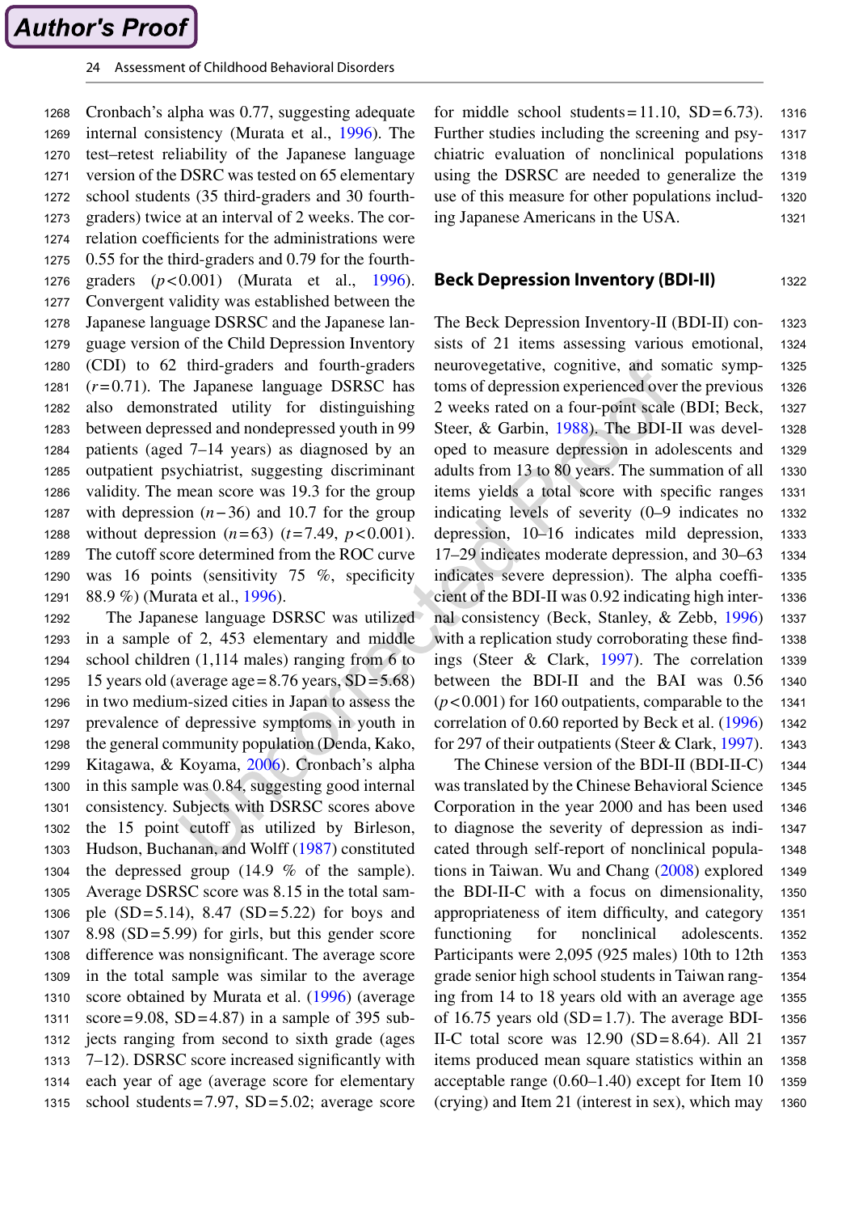Cronbach's alpha was 0.77, suggesting adequate internal consistency (Murata et al., 1996). The test–retest reliability of the Japanese language version of the DSRC was tested on 65 elementary school students (35 third-graders and 30 fourth-graders) twice at an interval of 2 weeks. The correlation coefficients for the administrations were 0.55 for the third-graders and 0.79 for the fourth-graders ($p<0.001$) (Murata et al., 1996). Convergent validity was established between the Japanese language DSRSC and the Japanese language version of the Child Depression Inventory (CDI) to 62 third-graders and fourth-graders ($r=0.71$). The Japanese language DSRSC has also demonstrated utility for distinguishing between depressed and nondepressed youth in 99 patients (aged 7–14 years) as diagnosed by an outpatient psychiatrist, suggesting discriminant validity. The mean score was 19.3 for the group with depression ($n-36$) and 10.7 for the group without depression ($n=63$) ($t=7.49$, $p<0.001$). The cutoff score determined from the ROC curve was 16 points (sensitivity 75 %, specificity 88.9 %) (Murata et al., 1996).

The Japanese language DSRSC was utilized in a sample of 2, 453 elementary and middle school children (1,114 males) ranging from 6 to 15 years old (average age = 8.76 years, SD = 5.68) in two medium-sized cities in Japan to assess the prevalence of depressive symptoms in youth in the general community population (Denda, Kako, Kitagawa, & Koyama, 2006). Cronbach's alpha in this sample was 0.84, suggesting good internal consistency. Subjects with DSRSC scores above the 15 point cutoff as utilized by Birleson, Hudson, Buchanan, and Wolff (1987) constituted the depressed group (14.9 % of the sample). Average DSRSC score was 8.15 in the total sample (SD = 5.14), 8.47 (SD = 5.22) for boys and 8.98 (SD = 5.99) for girls, but this gender score difference was nonsignificant. The average score in the total sample was similar to the average score obtained by Murata et al. (1996) (average score = 9.08, SD = 4.87) in a sample of 395 subjects ranging from second to sixth grade (ages 7–12). DSRSC score increased significantly with each year of age (average score for elementary school students = 7.97, SD = 5.02; average score for middle school students = 11.10, SD = 6.73). Further studies including the screening and psychiatric evaluation of nonclinical populations using the DSRSC are needed to generalize the use of this measure for other populations including Japanese Americans in the USA.

## Beck Depression Inventory (BDI-II)

The Beck Depression Inventory-II (BDI-II) consists of 21 items assessing various emotional, neurovegetative, cognitive, and somatic symptoms of depression experienced over the previous 2 weeks rated on a four-point scale (BDI; Beck, Steer, & Garbin, 1988). The BDI-II was developed to measure depression in adolescents and adults from 13 to 80 years. The summation of all items yields a total score with specific ranges indicating levels of severity (0–9 indicates no depression, 10–16 indicates mild depression, 17–29 indicates moderate depression, and 30–63 indicates severe depression). The alpha coefficient of the BDI-II was 0.92 indicating high internal consistency (Beck, Stanley, & Zebb, 1996) with a replication study corroborating these findings (Steer & Clark, 1997). The correlation between the BDI-II and the BAI was 0.56 ($p<0.001$) for 160 outpatients, comparable to the correlation of 0.60 reported by Beck et al. (1996) for 297 of their outpatients (Steer & Clark, 1997).

The Chinese version of the BDI-II (BDI-II-C) was translated by the Chinese Behavioral Science Corporation in the year 2000 and has been used to diagnose the severity of depression as indicated through self-report of nonclinical populations in Taiwan. Wu and Chang (2008) explored the BDI-II-C with a focus on dimensionality, appropriateness of item difficulty, and category functioning for nonclinical adolescents. Participants were 2,095 (925 males) 10th to 12th grade senior high school students in Taiwan ranging from 14 to 18 years old with an average age of 16.75 years old (SD = 1.7). The average BDI-II-C total score was 12.90 (SD = 8.64). All 21 items produced mean square statistics within an acceptable range (0.60–1.40) except for Item 10 (crying) and Item 21 (interest in sex), which may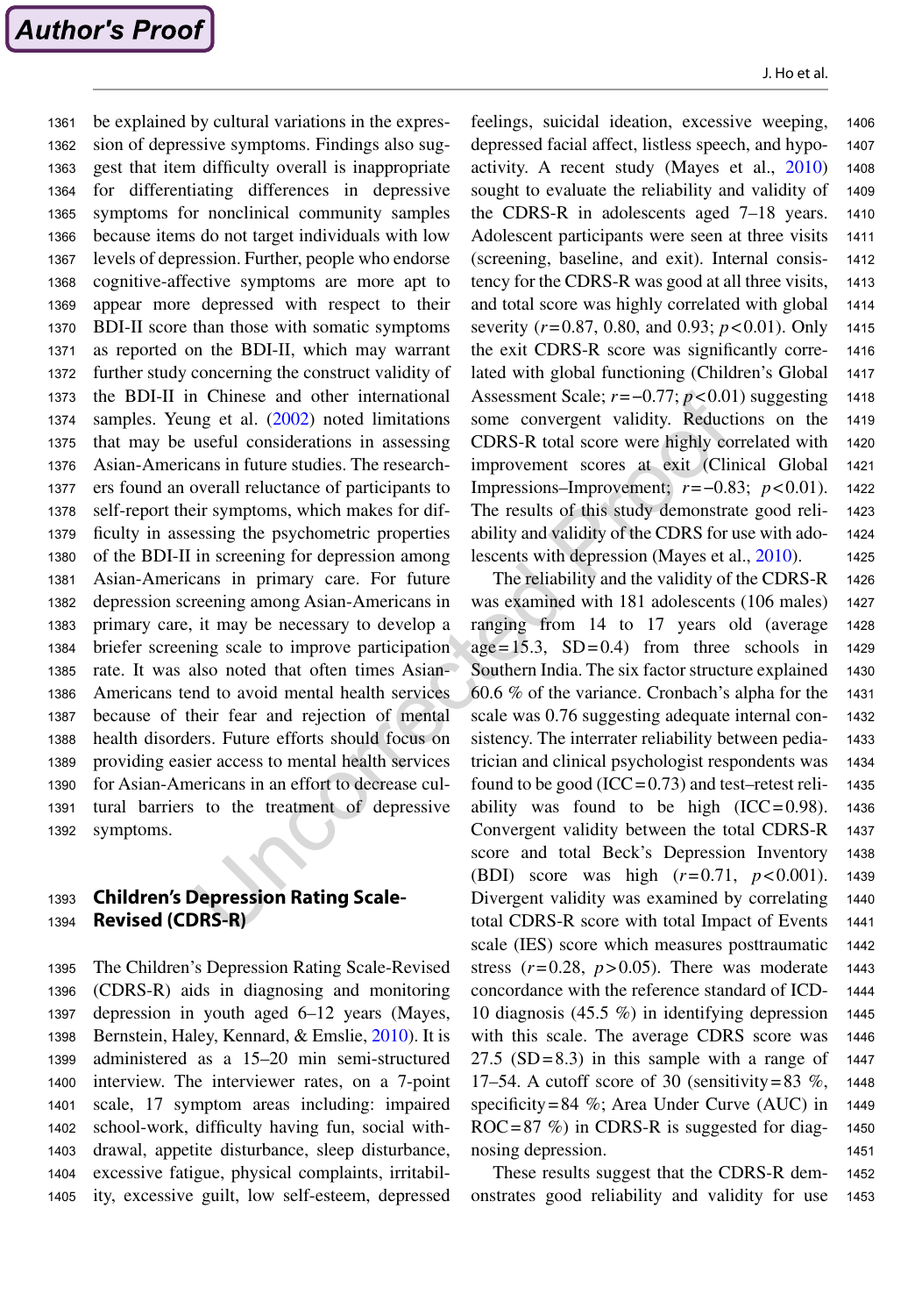be explained by cultural variations in the expression of depressive symptoms. Findings also suggest that item difficulty overall is inappropriate for differentiating differences in depressive symptoms for nonclinical community samples because items do not target individuals with low levels of depression. Further, people who endorse cognitive-affective symptoms are more apt to appear more depressed with respect to their BDI-II score than those with somatic symptoms as reported on the BDI-II, which may warrant further study concerning the construct validity of the BDI-II in Chinese and other international samples. Yeung et al. (2002) noted limitations that may be useful considerations in assessing Asian-Americans in future studies. The researchers found an overall reluctance of participants to self-report their symptoms, which makes for difficulty in assessing the psychometric properties of the BDI-II in screening for depression among Asian-Americans in primary care. For future depression screening among Asian-Americans in primary care, it may be necessary to develop a briefer screening scale to improve participation rate. It was also noted that often times Asian-Americans tend to avoid mental health services because of their fear and rejection of mental health disorders. Future efforts should focus on providing easier access to mental health services for Asian-Americans in an effort to decrease cultural barriers to the treatment of depressive symptoms.

## Children's Depression Rating Scale-Revised (CDRS-R)

The Children's Depression Rating Scale-Revised (CDRS-R) aids in diagnosing and monitoring depression in youth aged 6–12 years (Mayes, Bernstein, Haley, Kennard, & Emslie, 2010). It is administered as a 15–20 min semi-structured interview. The interviewer rates, on a 7-point scale, 17 symptom areas including: impaired school-work, difficulty having fun, social withdrawal, appetite disturbance, sleep disturbance, excessive fatigue, physical complaints, irritability, excessive guilt, low self-esteem, depressed feelings, suicidal ideation, excessive weeping, depressed facial affect, listless speech, and hypoactivity. A recent study (Mayes et al., 2010) sought to evaluate the reliability and validity of the CDRS-R in adolescents aged 7–18 years. Adolescent participants were seen at three visits (screening, baseline, and exit). Internal consistency for the CDRS-R was good at all three visits, and total score was highly correlated with global severity ($r=0.87$, 0.80, and 0.93; $p<0.01$). Only the exit CDRS-R score was significantly correlated with global functioning (Children's Global Assessment Scale; $r=-0.77$; $p<0.01$) suggesting some convergent validity. Reductions on the CDRS-R total score were highly correlated with improvement scores at exit (Clinical Global Impressions–Improvement; $r=-0.83$; $p<0.01$). The results of this study demonstrate good reliability and validity of the CDRS for use with adolescents with depression (Mayes et al., 2010).

The reliability and the validity of the CDRS-R was examined with 181 adolescents (106 males) ranging from 14 to 17 years old (average age = 15.3, SD = 0.4) from three schools in Southern India. The six factor structure explained 60.6 % of the variance. Cronbach's alpha for the scale was 0.76 suggesting adequate internal consistency. The interrater reliability between pediatrician and clinical psychologist respondents was found to be good (ICC = 0.73) and test–retest reliability was found to be high (ICC = 0.98). Convergent validity between the total CDRS-R score and total Beck's Depression Inventory (BDI) score was high ($r=0.71$, $p<0.001$). Divergent validity was examined by correlating total CDRS-R score with total Impact of Events scale (IES) score which measures posttraumatic stress ($r=0.28$, $p>0.05$). There was moderate concordance with the reference standard of ICD-10 diagnosis (45.5 %) in identifying depression with this scale. The average CDRS score was 27.5 (SD = 8.3) in this sample with a range of 17–54. A cutoff score of 30 (sensitivity = 83 %, specificity = 84 %; Area Under Curve (AUC) in ROC = 87 %) in CDRS-R is suggested for diagnosing depression.

These results suggest that the CDRS-R demonstrates good reliability and validity for use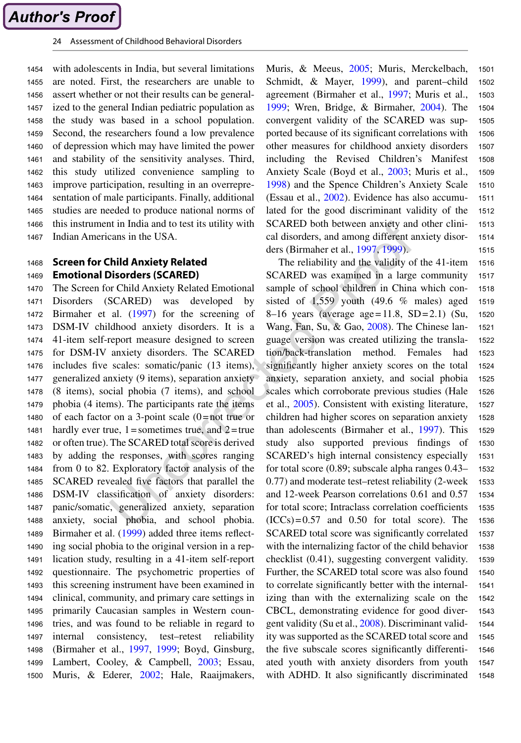with adolescents in India, but several limitations are noted. First, the researchers are unable to assert whether or not their results can be generalized to the general Indian pediatric population as the study was based in a school population. Second, the researchers found a low prevalence of depression which may have limited the power and stability of the sensitivity analyses. Third, this study utilized convenience sampling to improve participation, resulting in an overrepresentation of male participants. Finally, additional studies are needed to produce national norms of this instrument in India and to test its utility with Indian Americans in the USA.

## Screen for Child Anxiety Related Emotional Disorders (SCARED)

The Screen for Child Anxiety Related Emotional Disorders (SCARED) was developed by Birmaher et al. (1997) for the screening of DSM-IV childhood anxiety disorders. It is a 41-item self-report measure designed to screen for DSM-IV anxiety disorders. The SCARED includes five scales: somatic/panic (13 items), generalized anxiety (9 items), separation anxiety (8 items), social phobia (7 items), and school phobia (4 items). The participants rate the items of each factor on a 3-point scale (0 = not true or hardly ever true, 1 = sometimes true, and 2 = true or often true). The SCARED total score is derived by adding the responses, with scores ranging from 0 to 82. Exploratory factor analysis of the SCARED revealed five factors that parallel the DSM-IV classification of anxiety disorders: panic/somatic, generalized anxiety, separation anxiety, social phobia, and school phobia. Birmaher et al. (1999) added three items reflecting social phobia to the original version in a replication study, resulting in a 41-item self-report questionnaire. The psychometric properties of this screening instrument have been examined in clinical, community, and primary care settings in primarily Caucasian samples in Western countries, and was found to be reliable in regard to internal consistency, test–retest reliability (Birmaher et al., 1997, 1999; Boyd, Ginsburg, Lambert, Cooley, & Campbell, 2003; Essau, Muris, & Ederer, 2002; Hale, Raaijmakers, Muris, & Meeus, 2005; Muris, Merckelbach, Schmidt, & Mayer, 1999), and parent–child agreement (Birmaher et al., 1997; Muris et al., 1999; Wren, Bridge, & Birmaher, 2004). The convergent validity of the SCARED was supported because of its significant correlations with other measures for childhood anxiety disorders including the Revised Children's Manifest Anxiety Scale (Boyd et al., 2003; Muris et al., 1998) and the Spence Children's Anxiety Scale (Essau et al., 2002). Evidence has also accumulated for the good discriminant validity of the SCARED both between anxiety and other clinical disorders, and among different anxiety disorders (Birmaher et al., 1997, 1999).

The reliability and the validity of the 41-item SCARED was examined in a large community sample of school children in China which consisted of 1,559 youth (49.6 % males) aged 8–16 years (average age = 11.8, SD = 2.1) (Su, Wang, Fan, Su, & Gao, 2008). The Chinese language version was created utilizing the translation/back-translation method. Females had significantly higher anxiety scores on the total anxiety, separation anxiety, and social phobia scales which corroborate previous studies (Hale et al., 2005). Consistent with existing literature, children had higher scores on separation anxiety than adolescents (Birmaher et al., 1997). This study also supported previous findings of SCARED's high internal consistency especially for total score (0.89; subscale alpha ranges 0.43–0.77) and moderate test–retest reliability (2-week and 12-week Pearson correlations 0.61 and 0.57 for total score; Intraclass correlation coefficients (ICCs) = 0.57 and 0.50 for total score). The SCARED total score was significantly correlated with the internalizing factor of the child behavior checklist (0.41), suggesting convergent validity. Further, the SCARED total score was also found to correlate significantly better with the internalizing than with the externalizing scale on the CBCL, demonstrating evidence for good divergent validity (Su et al., 2008). Discriminant validity was supported as the SCARED total score and the five subscale scores significantly differentiated youth with anxiety disorders from youth with ADHD. It also significantly discriminated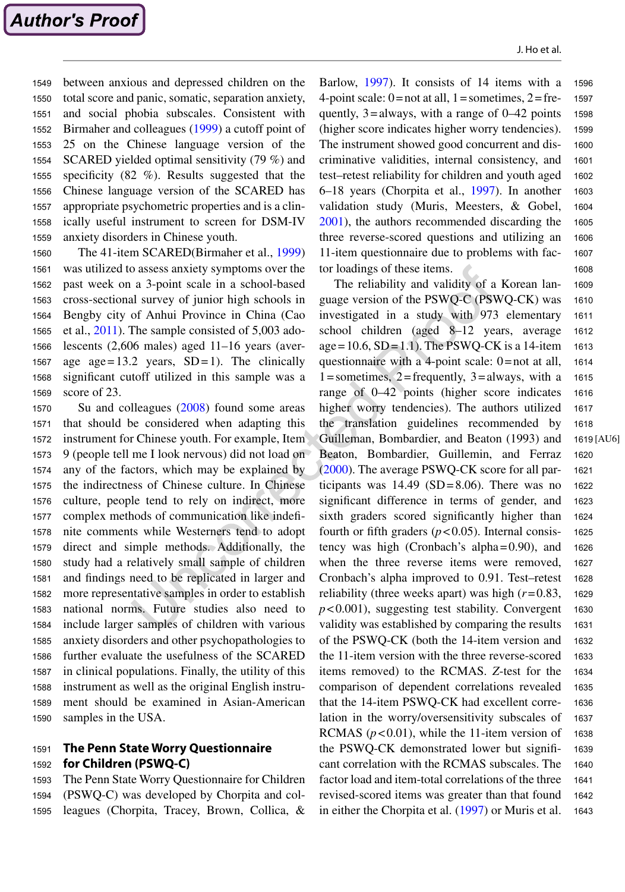between anxious and depressed children on the total score and panic, somatic, separation anxiety, and social phobia subscales. Consistent with Birmaher and colleagues (1999) a cutoff point of 25 on the Chinese language version of the SCARED yielded optimal sensitivity (79 %) and specificity (82 %). Results suggested that the Chinese language version of the SCARED has appropriate psychometric properties and is a clinically useful instrument to screen for DSM-IV anxiety disorders in Chinese youth.

The 41-item SCARED(Birmaher et al., 1999) was utilized to assess anxiety symptoms over the past week on a 3-point scale in a school-based cross-sectional survey of junior high schools in Bengby city of Anhui Province in China (Cao et al., 2011). The sample consisted of 5,003 adolescents (2,606 males) aged 11–16 years (average age = 13.2 years, SD = 1). The clinically significant cutoff utilized in this sample was a score of 23.

Su and colleagues (2008) found some areas that should be considered when adapting this instrument for Chinese youth. For example, Item 9 (people tell me I look nervous) did not load on any of the factors, which may be explained by the indirectness of Chinese culture. In Chinese culture, people tend to rely on indirect, more complex methods of communication like indefinite comments while Westerners tend to adopt direct and simple methods. Additionally, the study had a relatively small sample of children and findings need to be replicated in larger and more representative samples in order to establish national norms. Future studies also need to include larger samples of children with various anxiety disorders and other psychopathologies to further evaluate the usefulness of the SCARED in clinical populations. Finally, the utility of this instrument as well as the original English instrument should be examined in Asian-American samples in the USA.

## The Penn State Worry Questionnaire for Children (PSWQ-C)

The Penn State Worry Questionnaire for Children (PSWQ-C) was developed by Chorpita and colleagues (Chorpita, Tracey, Brown, Collica, & Barlow, 1997). It consists of 14 items with a 4-point scale: 0 = not at all, 1 = sometimes, 2 = frequently, 3 = always, with a range of 0–42 points (higher score indicates higher worry tendencies). The instrument showed good concurrent and discriminative validities, internal consistency, and test–retest reliability for children and youth aged 6–18 years (Chorpita et al., 1997). In another validation study (Muris, Meesters, & Gobel, 2001), the authors recommended discarding the three reverse-scored questions and utilizing an 11-item questionnaire due to problems with factor loadings of these items.

The reliability and validity of a Korean language version of the PSWQ-C (PSWQ-CK) was investigated in a study with 973 elementary school children (aged 8–12 years, average age = 10.6, SD = 1.1). The PSWQ-CK is a 14-item questionnaire with a 4-point scale: 0 = not at all, 1 = sometimes, 2 = frequently, 3 = always, with a range of 0–42 points (higher score indicates higher worry tendencies). The authors utilized the translation guidelines recommended by Guilleman, Bombardier, and Beaton (1993) and Beaton, Bombardier, Guillemin, and Ferraz (2000). The average PSWQ-CK score for all participants was 14.49 (SD = 8.06). There was no significant difference in terms of gender, and sixth graders scored significantly higher than fourth or fifth graders ($p < 0.05$). Internal consistency was high (Cronbach's alpha = 0.90), and when the three reverse items were removed, Cronbach's alpha improved to 0.91. Test–retest reliability (three weeks apart) was high ($r = 0.83$, $p < 0.001$), suggesting test stability. Convergent validity was established by comparing the results of the PSWQ-CK (both the 14-item version and the 11-item version with the three reverse-scored items removed) to the RCMAS. *Z*-test for the comparison of dependent correlations revealed that the 14-item PSWQ-CK had excellent correlation in the worry/oversensitivity subscales of RCMAS ($p < 0.01$), while the 11-item version of the PSWQ-CK demonstrated lower but significant correlation with the RCMAS subscales. The factor load and item-total correlations of the three revised-scored items was greater than that found in either the Chorpita et al. (1997) or Muris et al.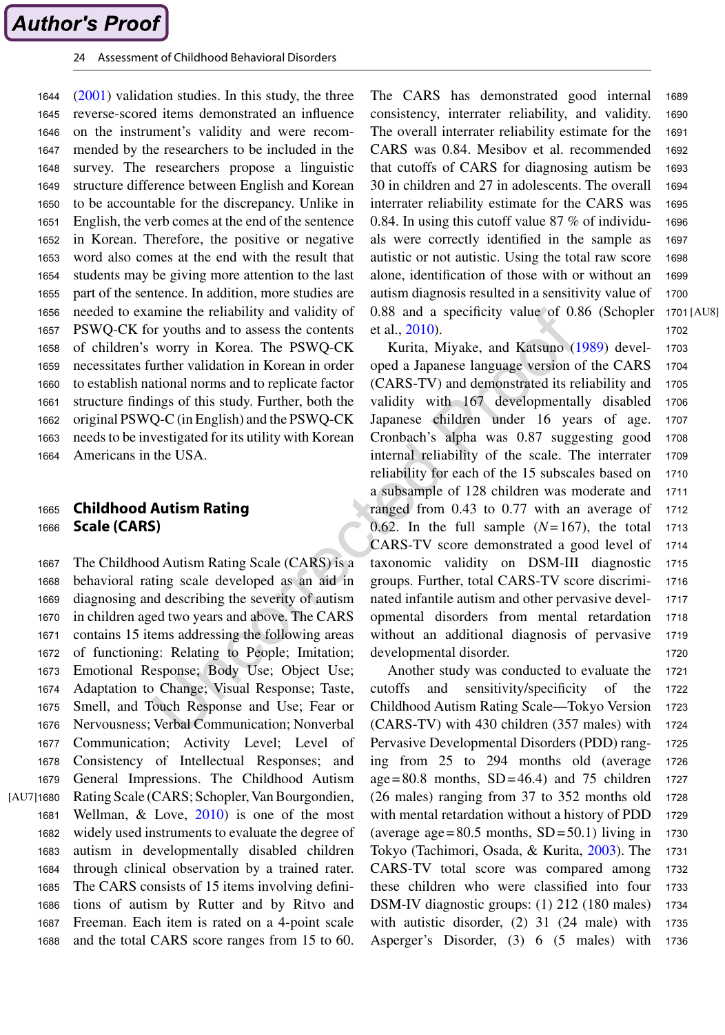(2001) validation studies. In this study, the three reverse-scored items demonstrated an influence on the instrument's validity and were recommended by the researchers to be included in the survey. The researchers propose a linguistic structure difference between English and Korean to be accountable for the discrepancy. Unlike in English, the verb comes at the end of the sentence in Korean. Therefore, the positive or negative word also comes at the end with the result that students may be giving more attention to the last part of the sentence. In addition, more studies are needed to examine the reliability and validity of PSWQ-CK for youths and to assess the contents of children's worry in Korea. The PSWQ-CK necessitates further validation in Korean in order to establish national norms and to replicate factor structure findings of this study. Further, both the original PSWQ-C (in English) and the PSWQ-CK needs to be investigated for its utility with Korean Americans in the USA.

## Childhood Autism Rating Scale (CARS)

The Childhood Autism Rating Scale (CARS) is a behavioral rating scale developed as an aid in diagnosing and describing the severity of autism in children aged two years and above. The CARS contains 15 items addressing the following areas of functioning: Relating to People; Imitation; Emotional Response; Body Use; Object Use; Adaptation to Change; Visual Response; Taste, Smell, and Touch Response and Use; Fear or Nervousness; Verbal Communication; Nonverbal Communication; Activity Level; Level of Consistency of Intellectual Responses; and General Impressions. The Childhood Autism Rating Scale (CARS; Schopler, Van Bourgondien, Wellman, & Love, 2010) is one of the most widely used instruments to evaluate the degree of autism in developmentally disabled children through clinical observation by a trained rater. The CARS consists of 15 items involving definitions of autism by Rutter and by Ritvo and Freeman. Each item is rated on a 4-point scale and the total CARS score ranges from 15 to 60. The CARS has demonstrated good internal consistency, interrater reliability, and validity. The overall interrater reliability estimate for the CARS was 0.84. Mesibov et al. recommended that cutoffs of CARS for diagnosing autism be 30 in children and 27 in adolescents. The overall interrater reliability estimate for the CARS was 0.84. In using this cutoff value 87 % of individuals were correctly identified in the sample as autistic or not autistic. Using the total raw score alone, identification of those with or without an autism diagnosis resulted in a sensitivity value of 0.88 and a specificity value of 0.86 (Schopler et al., 2010).

Kurita, Miyake, and Katsuno (1989) developed a Japanese language version of the CARS (CARS-TV) and demonstrated its reliability and validity with 167 developmentally disabled Japanese children under 16 years of age. Cronbach's alpha was 0.87 suggesting good internal reliability of the scale. The interrater reliability for each of the 15 subscales based on a subsample of 128 children was moderate and ranged from 0.43 to 0.77 with an average of 0.62. In the full sample ($N=167$), the total CARS-TV score demonstrated a good level of taxonomic validity on DSM-III diagnostic groups. Further, total CARS-TV score discriminated infantile autism and other pervasive developmental disorders from mental retardation without an additional diagnosis of pervasive developmental disorder.

Another study was conducted to evaluate the cutoffs and sensitivity/specificity of the Childhood Autism Rating Scale—Tokyo Version (CARS-TV) with 430 children (357 males) with Pervasive Developmental Disorders (PDD) ranging from 25 to 294 months old (average age = 80.8 months, SD = 46.4) and 75 children (26 males) ranging from 37 to 352 months old with mental retardation without a history of PDD (average age = 80.5 months, SD = 50.1) living in Tokyo (Tachimori, Osada, & Kurita, 2003). The CARS-TV total score was compared among these children who were classified into four DSM-IV diagnostic groups: (1) 212 (180 males) with autistic disorder, (2) 31 (24 male) with Asperger's Disorder, (3) 6 (5 males) with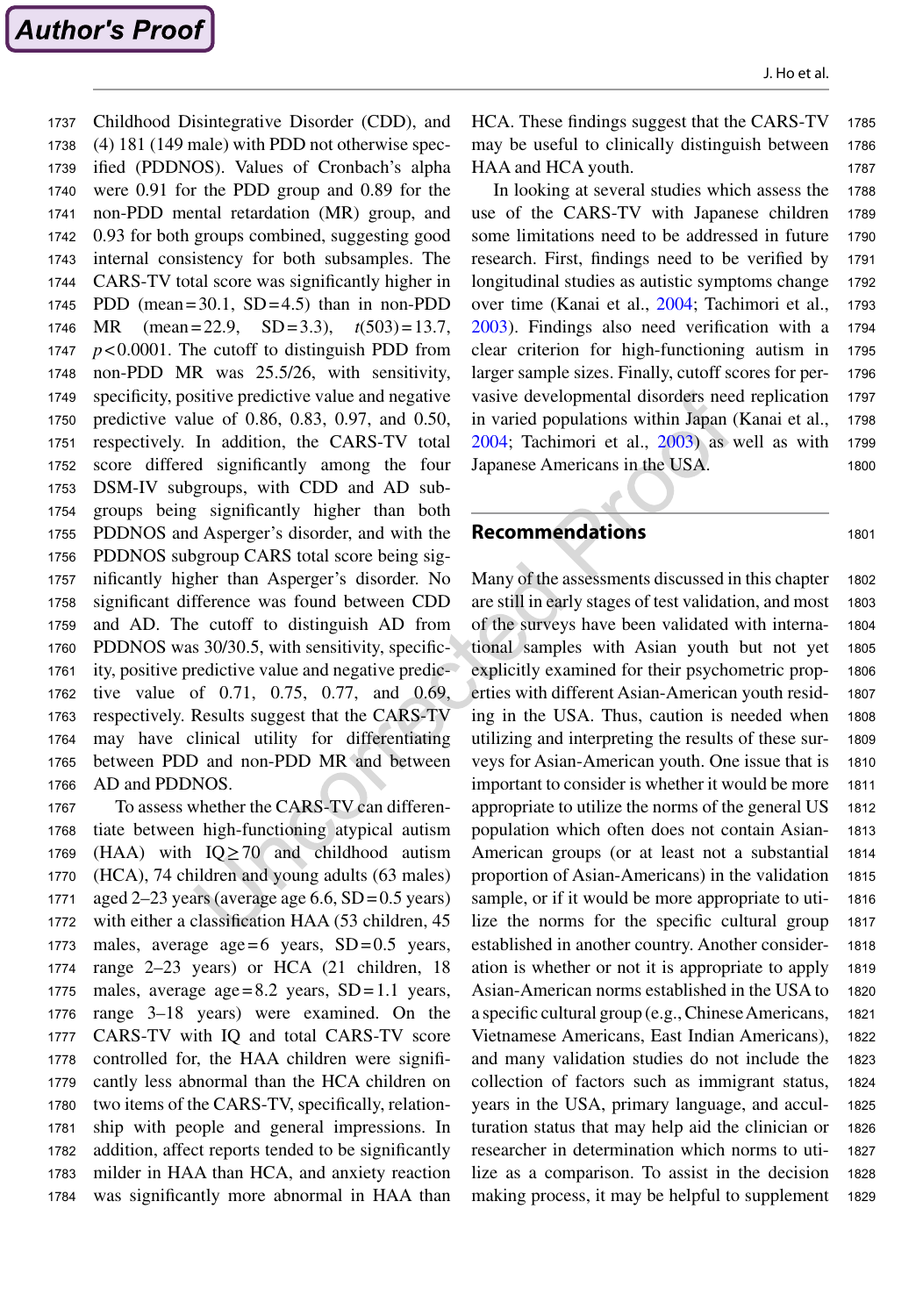Childhood Disintegrative Disorder (CDD), and (4) 181 (149 male) with PDD not otherwise specified (PDDNOS). Values of Cronbach's alpha were 0.91 for the PDD group and 0.89 for the non-PDD mental retardation (MR) group, and 0.93 for both groups combined, suggesting good internal consistency for both subsamples. The CARS-TV total score was significantly higher in PDD (mean = 30.1, SD = 4.5) than in non-PDD MR (mean = 22.9, SD = 3.3), $t(503) = 13.7$, $p < 0.0001$. The cutoff to distinguish PDD from non-PDD MR was 25.5/26, with sensitivity, specificity, positive predictive value and negative predictive value of 0.86, 0.83, 0.97, and 0.50, respectively. In addition, the CARS-TV total score differed significantly among the four DSM-IV subgroups, with CDD and AD subgroups being significantly higher than both PDDNOS and Asperger's disorder, and with the PDDNOS subgroup CARS total score being significantly higher than Asperger's disorder. No significant difference was found between CDD and AD. The cutoff to distinguish AD from PDDNOS was 30/30.5, with sensitivity, specificity, positive predictive value and negative predictive value of 0.71, 0.75, 0.77, and 0.69, respectively. Results suggest that the CARS-TV may have clinical utility for differentiating between PDD and non-PDD MR and between AD and PDDNOS.

To assess whether the CARS-TV can differentiate between high-functioning atypical autism (HAA) with IQ ≥ 70 and childhood autism (HCA), 74 children and young adults (63 males) aged 2–23 years (average age 6.6, SD = 0.5 years) with either a classification HAA (53 children, 45 males, average age = 6 years, SD = 0.5 years, range 2–23 years) or HCA (21 children, 18 males, average age = 8.2 years, SD = 1.1 years, range 3–18 years) were examined. On the CARS-TV with IQ and total CARS-TV score controlled for, the HAA children were significantly less abnormal than the HCA children on two items of the CARS-TV, specifically, relationship with people and general impressions. In addition, affect reports tended to be significantly milder in HAA than HCA, and anxiety reaction was significantly more abnormal in HAA than HCA. These findings suggest that the CARS-TV may be useful to clinically distinguish between HAA and HCA youth.

In looking at several studies which assess the use of the CARS-TV with Japanese children some limitations need to be addressed in future research. First, findings need to be verified by longitudinal studies as autistic symptoms change over time (Kanai et al., 2004; Tachimori et al., 2003). Findings also need verification with a clear criterion for high-functioning autism in larger sample sizes. Finally, cutoff scores for pervasive developmental disorders need replication in varied populations within Japan (Kanai et al., 2004; Tachimori et al., 2003) as well as with Japanese Americans in the USA.

## Recommendations

Many of the assessments discussed in this chapter are still in early stages of test validation, and most of the surveys have been validated with international samples with Asian youth but not yet explicitly examined for their psychometric properties with different Asian-American youth residing in the USA. Thus, caution is needed when utilizing and interpreting the results of these surveys for Asian-American youth. One issue that is important to consider is whether it would be more appropriate to utilize the norms of the general US population which often does not contain Asian-American groups (or at least not a substantial proportion of Asian-Americans) in the validation sample, or if it would be more appropriate to utilize the norms for the specific cultural group established in another country. Another consideration is whether or not it is appropriate to apply Asian-American norms established in the USA to a specific cultural group (e.g., Chinese Americans, Vietnamese Americans, East Indian Americans), and many validation studies do not include the collection of factors such as immigrant status, years in the USA, primary language, and acculturation status that may help aid the clinician or researcher in determination which norms to utilize as a comparison. To assist in the decision making process, it may be helpful to supplement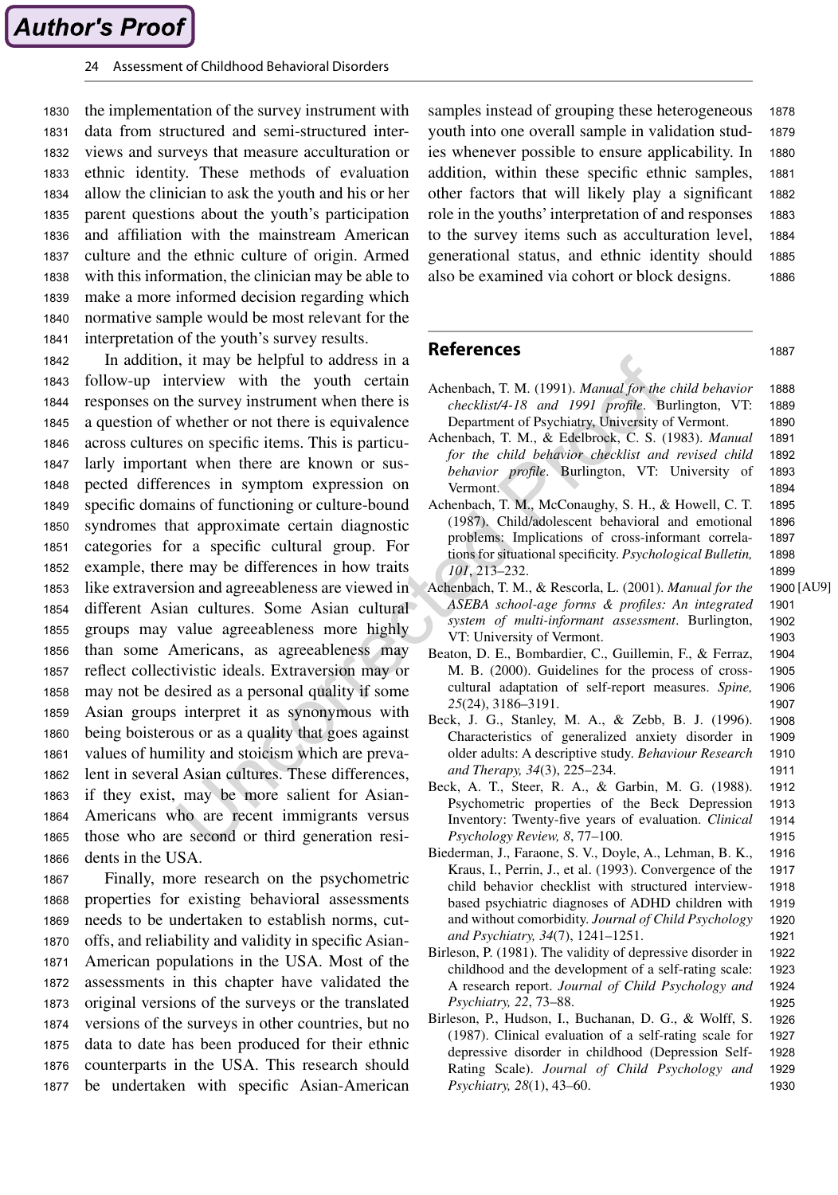the implementation of the survey instrument with data from structured and semi-structured interviews and surveys that measure acculturation or ethnic identity. These methods of evaluation allow the clinician to ask the youth and his or her parent questions about the youth's participation and affiliation with the mainstream American culture and the ethnic culture of origin. Armed with this information, the clinician may be able to make a more informed decision regarding which normative sample would be most relevant for the interpretation of the youth's survey results.

In addition, it may be helpful to address in a follow-up interview with the youth certain responses on the survey instrument when there is a question of whether or not there is equivalence across cultures on specific items. This is particularly important when there are known or suspected differences in symptom expression on specific domains of functioning or culture-bound syndromes that approximate certain diagnostic categories for a specific cultural group. For example, there may be differences in how traits like extraversion and agreeableness are viewed in different Asian cultures. Some Asian cultural groups may value agreeableness more highly than some Americans, as agreeableness may reflect collectivistic ideals. Extraversion may or may not be desired as a personal quality if some Asian groups interpret it as synonymous with being boisterous or as a quality that goes against values of humility and stoicism which are prevalent in several Asian cultures. These differences, if they exist, may be more salient for Asian-Americans who are recent immigrants versus those who are second or third generation residents in the USA.

Finally, more research on the psychometric properties for existing behavioral assessments needs to be undertaken to establish norms, cutoffs, and reliability and validity in specific Asian-American populations in the USA. Most of the assessments in this chapter have validated the original versions of the surveys or the translated versions of the surveys in other countries, but no data to date has been produced for their ethnic counterparts in the USA. This research should be undertaken with specific Asian-American samples instead of grouping these heterogeneous youth into one overall sample in validation studies whenever possible to ensure applicability. In addition, within these specific ethnic samples, other factors that will likely play a significant role in the youths' interpretation of and responses to the survey items such as acculturation level, generational status, and ethnic identity should also be examined via cohort or block designs.

## References

Achenbach, T. M. (1991). *Manual for the child behavior checklist/4-18 and 1991 profile*. Burlington, VT: Department of Psychiatry, University of Vermont.

Achenbach, T. M., & Edelbrock, C. S. (1983). *Manual for the child behavior checklist and revised child behavior profile*. Burlington, VT: University of Vermont.

Achenbach, T. M., McConaughy, S. H., & Howell, C. T. (1987). Child/adolescent behavioral and emotional problems: Implications of cross-informant correlations for situational specificity. *Psychological Bulletin, 101*, 213–232.

Achenbach, T. M., & Rescorla, L. (2001). *Manual for the ASEBA school-age forms & profiles: An integrated system of multi-informant assessment*. Burlington, VT: University of Vermont. [AU9]

Beaton, D. E., Bombardier, C., Guillemin, F., & Ferraz, M. B. (2000). Guidelines for the process of cross-cultural adaptation of self-report measures. *Spine, 25*(24), 3186–3191.

Beck, J. G., Stanley, M. A., & Zebb, B. J. (1996). Characteristics of generalized anxiety disorder in older adults: A descriptive study. *Behaviour Research and Therapy, 34*(3), 225–234.

Beck, A. T., Steer, R. A., & Garbin, M. G. (1988). Psychometric properties of the Beck Depression Inventory: Twenty-five years of evaluation. *Clinical Psychology Review, 8*, 77–100.

Biederman, J., Faraone, S. V., Doyle, A., Lehman, B. K., Kraus, I., Perrin, J., et al. (1993). Convergence of the child behavior checklist with structured interview-based psychiatric diagnoses of ADHD children with and without comorbidity. *Journal of Child Psychology and Psychiatry, 34*(7), 1241–1251.

Birleson, P. (1981). The validity of depressive disorder in childhood and the development of a self-rating scale: A research report. *Journal of Child Psychology and Psychiatry, 22*, 73–88.

Birleson, P., Hudson, I., Buchanan, D. G., & Wolff, S. (1987). Clinical evaluation of a self-rating scale for depressive disorder in childhood (Depression Self-Rating Scale). *Journal of Child Psychology and Psychiatry, 28*(1), 43–60.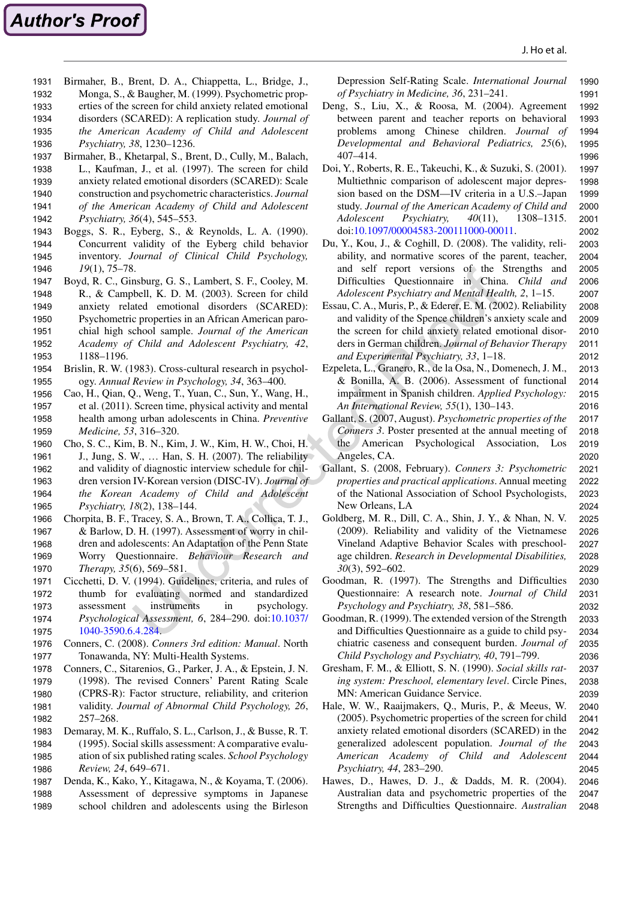Birmaher, B., Brent, D. A., Chiappetta, L., Bridge, J., Monga, S., & Baugher, M. (1999). Psychometric properties of the screen for child anxiety related emotional disorders (SCARED): A replication study. *Journal of the American Academy of Child and Adolescent Psychiatry, 38*, 1230–1236.

Birmaher, B., Khetarpal, S., Brent, D., Cully, M., Balach, L., Kaufman, J., et al. (1997). The screen for child anxiety related emotional disorders (SCARED): Scale construction and psychometric characteristics. *Journal of the American Academy of Child and Adolescent Psychiatry, 36*(4), 545–553.

Boggs, S. R., Eyberg, S., & Reynolds, L. A. (1990). Concurrent validity of the Eyberg child behavior inventory. *Journal of Clinical Child Psychology, 19*(1), 75–78.

Boyd, R. C., Ginsburg, G. S., Lambert, S. F., Cooley, M. R., & Campbell, K. D. M. (2003). Screen for child anxiety related emotional disorders (SCARED): Psychometric properties in an African American parochial high school sample. *Journal of the American Academy of Child and Adolescent Psychiatry, 42*, 1188–1196.

Brislin, R. W. (1983). Cross-cultural research in psychology. *Annual Review in Psychology, 34*, 363–400.

Cao, H., Qian, Q., Weng, T., Yuan, C., Sun, Y., Wang, H., et al. (2011). Screen time, physical activity and mental health among urban adolescents in China. *Preventive Medicine, 53*, 316–320.

Cho, S. C., Kim, B. N., Kim, J. W., Kim, H. W., Choi, H. J., Jung, S. W., … Han, S. H. (2007). The reliability and validity of diagnostic interview schedule for children version IV-Korean version (DISC-IV). *Journal of the Korean Academy of Child and Adolescent Psychiatry, 18*(2), 138–144.

Chorpita, B. F., Tracey, S. A., Brown, T. A., Collica, T. J., & Barlow, D. H. (1997). Assessment of worry in children and adolescents: An Adaptation of the Penn State Worry Questionnaire. *Behaviour Research and Therapy, 35*(6), 569–581.

Cicchetti, D. V. (1994). Guidelines, criteria, and rules of thumb for evaluating normed and standardized assessment instruments in psychology. *Psychological Assessment, 6*, 284–290. doi:10.1037/1040-3590.6.4.284.

Conners, C. (2008). *Conners 3rd edition: Manual*. North Tonawanda, NY: Multi-Health Systems.

Conners, C., Sitarenios, G., Parker, J. A., & Epstein, J. N. (1998). The revised Conners' Parent Rating Scale (CPRS-R): Factor structure, reliability, and criterion validity. *Journal of Abnormal Child Psychology, 26*, 257–268.

Demaray, M. K., Ruffalo, S. L., Carlson, J., & Busse, R. T. (1995). Social skills assessment: A comparative evaluation of six published rating scales. *School Psychology Review, 24*, 649–671.

Denda, K., Kako, Y., Kitagawa, N., & Koyama, T. (2006). Assessment of depressive symptoms in Japanese school children and adolescents using the Birleson Depression Self-Rating Scale. *International Journal of Psychiatry in Medicine, 36*, 231–241.

Deng, S., Liu, X., & Roosa, M. (2004). Agreement between parent and teacher reports on behavioral problems among Chinese children. *Journal of Developmental and Behavioral Pediatrics, 25*(6), 407–414.

Doi, Y., Roberts, R. E., Takeuchi, K., & Suzuki, S. (2001). Multiethnic comparison of adolescent major depression based on the DSM—IV criteria in a U.S.–Japan study. *Journal of the American Academy of Child and Adolescent Psychiatry, 40*(11), 1308–1315. doi:10.1097/00004583-200111000-00011.

Du, Y., Kou, J., & Coghill, D. (2008). The validity, reliability, and normative scores of the parent, teacher, and self report versions of the Strengths and Difficulties Questionnaire in China. *Child and Adolescent Psychiatry and Mental Health, 2*, 1–15.

Essau, C. A., Muris, P., & Ederer, E. M. (2002). Reliability and validity of the Spence children's anxiety scale and the screen for child anxiety related emotional disorders in German children. *Journal of Behavior Therapy and Experimental Psychiatry, 33*, 1–18.

Ezpeleta, L., Granero, R., de la Osa, N., Domenech, J. M., & Bonilla, A. B. (2006). Assessment of functional impairment in Spanish children. *Applied Psychology: An International Review, 55*(1), 130–143.

Gallant, S. (2007, August). *Psychometric properties of the Conners 3*. Poster presented at the annual meeting of the American Psychological Association, Los Angeles, CA.

Gallant, S. (2008, February). *Conners 3: Psychometric properties and practical applications*. Annual meeting of the National Association of School Psychologists, New Orleans, LA

Goldberg, M. R., Dill, C. A., Shin, J. Y., & Nhan, N. V. (2009). Reliability and validity of the Vietnamese Vineland Adaptive Behavior Scales with preschool-age children. *Research in Developmental Disabilities, 30*(3), 592–602.

Goodman, R. (1997). The Strengths and Difficulties Questionnaire: A research note. *Journal of Child Psychology and Psychiatry, 38*, 581–586.

Goodman, R. (1999). The extended version of the Strength and Difficulties Questionnaire as a guide to child psychiatric caseness and consequent burden. *Journal of Child Psychology and Psychiatry, 40*, 791–799.

Gresham, F. M., & Elliott, S. N. (1990). *Social skills rating system: Preschool, elementary level*. Circle Pines, MN: American Guidance Service.

Hale, W. W., Raaijmakers, Q., Muris, P., & Meeus, W. (2005). Psychometric properties of the screen for child anxiety related emotional disorders (SCARED) in the generalized adolescent population. *Journal of the American Academy of Child and Adolescent Psychiatry, 44*, 283–290.

Hawes, D., Hawes, D. J., & Dadds, M. R. (2004). Australian data and psychometric properties of the Strengths and Difficulties Questionnaire. *Australian*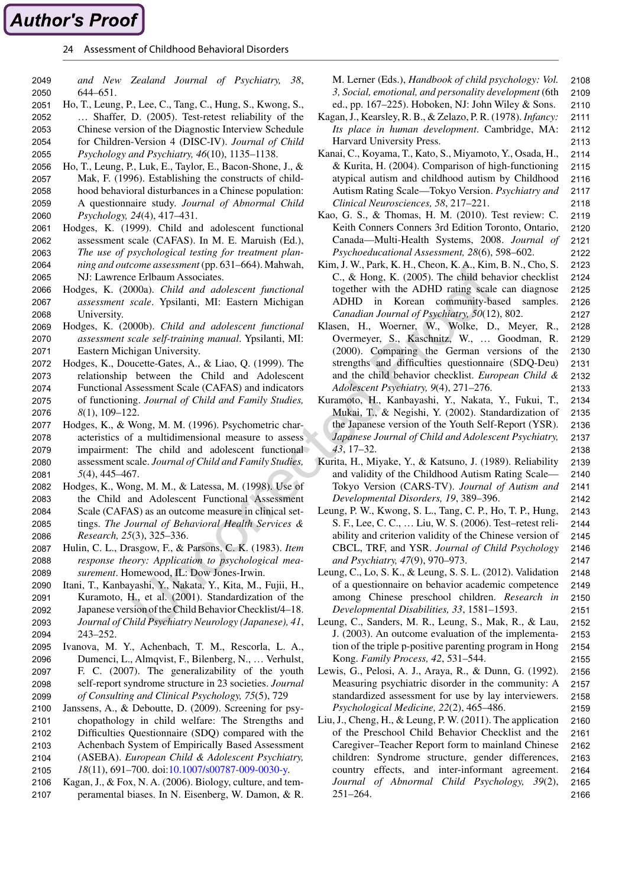*and New Zealand Journal of Psychiatry, 38*, 644–651.

Ho, T., Leung, P., Lee, C., Tang, C., Hung, S., Kwong, S., … Shaffer, D. (2005). Test-retest reliability of the Chinese version of the Diagnostic Interview Schedule for Children-Version 4 (DISC-IV). *Journal of Child Psychology and Psychiatry, 46*(10), 1135–1138.

Ho, T., Leung, P., Luk, E., Taylor, E., Bacon-Shone, J., & Mak, F. (1996). Establishing the constructs of childhood behavioral disturbances in a Chinese population: A questionnaire study. *Journal of Abnormal Child Psychology, 24*(4), 417–431.

Hodges, K. (1999). Child and adolescent functional assessment scale (CAFAS). In M. E. Maruish (Ed.), *The use of psychological testing for treatment planning and outcome assessment* (pp. 631–664). Mahwah, NJ: Lawrence Erlbaum Associates.

Hodges, K. (2000a). *Child and adolescent functional assessment scale*. Ypsilanti, MI: Eastern Michigan University.

Hodges, K. (2000b). *Child and adolescent functional assessment scale self-training manual*. Ypsilanti, MI: Eastern Michigan University.

Hodges, K., Doucette-Gates, A., & Liao, Q. (1999). The relationship between the Child and Adolescent Functional Assessment Scale (CAFAS) and indicators of functioning. *Journal of Child and Family Studies, 8*(1), 109–122.

Hodges, K., & Wong, M. M. (1996). Psychometric characteristics of a multidimensional measure to assess impairment: The child and adolescent functional assessment scale. *Journal of Child and Family Studies, 5*(4), 445–467.

Hodges, K., Wong, M. M., & Latessa, M. (1998). Use of the Child and Adolescent Functional Assessment Scale (CAFAS) as an outcome measure in clinical settings. *The Journal of Behavioral Health Services & Research, 25*(3), 325–336.

Hulin, C. L., Drasgow, F., & Parsons, C. K. (1983). *Item response theory: Application to psychological measurement*. Homewood, IL: Dow Jones-Irwin.

Itani, T., Kanbayashi, Y., Nakata, Y., Kita, M., Fujii, H., Kuramoto, H., et al. (2001). Standardization of the Japanese version of the Child Behavior Checklist/4–18. *Journal of Child Psychiatry Neurology (Japanese), 41*, 243–252.

Ivanova, M. Y., Achenbach, T. M., Rescorla, L. A., Dumenci, L., Almqvist, F., Bilenberg, N., … Verhulst, F. C. (2007). The generalizability of the youth self-report syndrome structure in 23 societies. *Journal of Consulting and Clinical Psychology, 75*(5), 729

Janssens, A., & Deboutte, D. (2009). Screening for psychopathology in child welfare: The Strengths and Difficulties Questionnaire (SDQ) compared with the Achenbach System of Empirically Based Assessment (ASEBA). *European Child & Adolescent Psychiatry, 18*(11), 691–700. doi:10.1007/s00787-009-0030-y.

Kagan, J., & Fox, N. A. (2006). Biology, culture, and temperamental biases. In N. Eisenberg, W. Damon, & R. M. Lerner (Eds.), *Handbook of child psychology: Vol. 3, Social, emotional, and personality development* (6th ed., pp. 167–225). Hoboken, NJ: John Wiley & Sons.

Kagan, J., Kearsley, R. B., & Zelazo, P. R. (1978). *Infancy: Its place in human development*. Cambridge, MA: Harvard University Press.

Kanai, C., Koyama, T., Kato, S., Miyamoto, Y., Osada, H., & Kurita, H. (2004). Comparison of high-functioning atypical autism and childhood autism by Childhood Autism Rating Scale—Tokyo Version. *Psychiatry and Clinical Neurosciences, 58*, 217–221.

Kao, G. S., & Thomas, H. M. (2010). Test review: C. Keith Conners Conners 3rd Edition Toronto, Ontario, Canada—Multi-Health Systems, 2008. *Journal of Psychoeducational Assessment, 28*(6), 598–602.

Kim, J. W., Park, K. H., Cheon, K. A., Kim, B. N., Cho, S. C., & Hong, K. (2005). The child behavior checklist together with the ADHD rating scale can diagnose ADHD in Korean community-based samples. *Canadian Journal of Psychiatry, 50*(12), 802.

Klasen, H., Woerner, W., Wolke, D., Meyer, R., Overmeyer, S., Kaschnitz, W., … Goodman, R. (2000). Comparing the German versions of the strengths and difficulties questionnaire (SDQ-Deu) and the child behavior checklist. *European Child & Adolescent Psychiatry, 9*(4), 271–276.

Kuramoto, H., Kanbayashi, Y., Nakata, Y., Fukui, T., Mukai, T., & Negishi, Y. (2002). Standardization of the Japanese version of the Youth Self-Report (YSR). *Japanese Journal of Child and Adolescent Psychiatry, 43*, 17–32.

Kurita, H., Miyake, Y., & Katsuno, J. (1989). Reliability and validity of the Childhood Autism Rating Scale—Tokyo Version (CARS-TV). *Journal of Autism and Developmental Disorders, 19*, 389–396.

Leung, P. W., Kwong, S. L., Tang, C. P., Ho, T. P., Hung, S. F., Lee, C. C., … Liu, W. S. (2006). Test–retest reliability and criterion validity of the Chinese version of CBCL, TRF, and YSR. *Journal of Child Psychology and Psychiatry, 47*(9), 970–973.

Leung, C., Lo, S. K., & Leung, S. S. L. (2012). Validation of a questionnaire on behavior academic competence among Chinese preschool children. *Research in Developmental Disabilities, 33*, 1581–1593.

Leung, C., Sanders, M. R., Leung, S., Mak, R., & Lau, J. (2003). An outcome evaluation of the implementation of the triple p-positive parenting program in Hong Kong. *Family Process, 42*, 531–544.

Lewis, G., Pelosi, A. J., Araya, R., & Dunn, G. (1992). Measuring psychiatric disorder in the community: A standardized assessment for use by lay interviewers. *Psychological Medicine, 22*(2), 465–486.

Liu, J., Cheng, H., & Leung, P. W. (2011). The application of the Preschool Child Behavior Checklist and the Caregiver–Teacher Report form to mainland Chinese children: Syndrome structure, gender differences, country effects, and inter-informant agreement. *Journal of Abnormal Child Psychology, 39*(2), 251–264.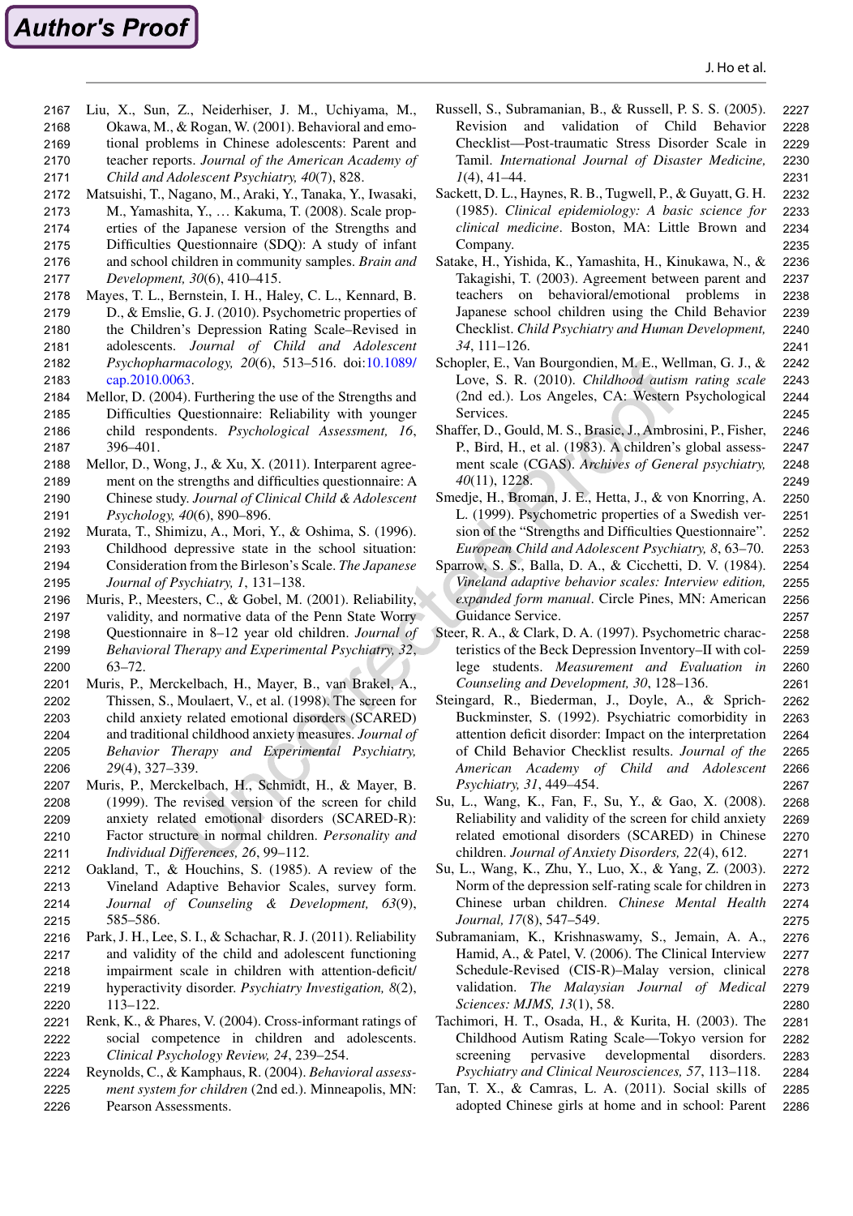Liu, X., Sun, Z., Neiderhiser, J. M., Uchiyama, M., Okawa, M., & Rogan, W. (2001). Behavioral and emotional problems in Chinese adolescents: Parent and teacher reports. *Journal of the American Academy of Child and Adolescent Psychiatry, 40*(7), 828.

Matsuishi, T., Nagano, M., Araki, Y., Tanaka, Y., Iwasaki, M., Yamashita, Y., … Kakuma, T. (2008). Scale properties of the Japanese version of the Strengths and Difficulties Questionnaire (SDQ): A study of infant and school children in community samples. *Brain and Development, 30*(6), 410–415.

Mayes, T. L., Bernstein, I. H., Haley, C. L., Kennard, B. D., & Emslie, G. J. (2010). Psychometric properties of the Children's Depression Rating Scale–Revised in adolescents. *Journal of Child and Adolescent Psychopharmacology, 20*(6), 513–516. doi:10.1089/cap.2010.0063.

Mellor, D. (2004). Furthering the use of the Strengths and Difficulties Questionnaire: Reliability with younger child respondents. *Psychological Assessment, 16*, 396–401.

Mellor, D., Wong, J., & Xu, X. (2011). Interparent agreement on the strengths and difficulties questionnaire: A Chinese study. *Journal of Clinical Child & Adolescent Psychology, 40*(6), 890–896.

Murata, T., Shimizu, A., Mori, Y., & Oshima, S. (1996). Childhood depressive state in the school situation: Consideration from the Birleson's Scale. *The Japanese Journal of Psychiatry, 1*, 131–138.

Muris, P., Meesters, C., & Gobel, M. (2001). Reliability, validity, and normative data of the Penn State Worry Questionnaire in 8–12 year old children. *Journal of Behavioral Therapy and Experimental Psychiatry, 32*, 63–72.

Muris, P., Merckelbach, H., Mayer, B., van Brakel, A., Thissen, S., Moulaert, V., et al. (1998). The screen for child anxiety related emotional disorders (SCARED) and traditional childhood anxiety measures. *Journal of Behavior Therapy and Experimental Psychiatry, 29*(4), 327–339.

Muris, P., Merckelbach, H., Schmidt, H., & Mayer, B. (1999). The revised version of the screen for child anxiety related emotional disorders (SCARED-R): Factor structure in normal children. *Personality and Individual Differences, 26*, 99–112.

Oakland, T., & Houchins, S. (1985). A review of the Vineland Adaptive Behavior Scales, survey form. *Journal of Counseling & Development, 63*(9), 585–586.

Park, J. H., Lee, S. I., & Schachar, R. J. (2011). Reliability and validity of the child and adolescent functioning impairment scale in children with attention-deficit/hyperactivity disorder. *Psychiatry Investigation, 8*(2), 113–122.

Renk, K., & Phares, V. (2004). Cross-informant ratings of social competence in children and adolescents. *Clinical Psychology Review, 24*, 239–254.

Reynolds, C., & Kamphaus, R. (2004). *Behavioral assessment system for children* (2nd ed.). Minneapolis, MN: Pearson Assessments.

Russell, S., Subramanian, B., & Russell, P. S. S. (2005). Revision and validation of Child Behavior Checklist—Post-traumatic Stress Disorder Scale in Tamil. *International Journal of Disaster Medicine, 1*(4), 41–44.

Sackett, D. L., Haynes, R. B., Tugwell, P., & Guyatt, G. H. (1985). *Clinical epidemiology: A basic science for clinical medicine*. Boston, MA: Little Brown and Company.

Satake, H., Yishida, K., Yamashita, H., Kinukawa, N., & Takagishi, T. (2003). Agreement between parent and teachers on behavioral/emotional problems in Japanese school children using the Child Behavior Checklist. *Child Psychiatry and Human Development, 34*, 111–126.

Schopler, E., Van Bourgondien, M. E., Wellman, G. J., & Love, S. R. (2010). *Childhood autism rating scale* (2nd ed.). Los Angeles, CA: Western Psychological Services.

Shaffer, D., Gould, M. S., Brasic, J., Ambrosini, P., Fisher, P., Bird, H., et al. (1983). A children's global assessment scale (CGAS). *Archives of General psychiatry, 40*(11), 1228.

Smedje, H., Broman, J. E., Hetta, J., & von Knorring, A. L. (1999). Psychometric properties of a Swedish version of the "Strengths and Difficulties Questionnaire". *European Child and Adolescent Psychiatry, 8*, 63–70.

Sparrow, S. S., Balla, D. A., & Cicchetti, D. V. (1984). *Vineland adaptive behavior scales: Interview edition, expanded form manual*. Circle Pines, MN: American Guidance Service.

Steer, R. A., & Clark, D. A. (1997). Psychometric characteristics of the Beck Depression Inventory–II with college students. *Measurement and Evaluation in Counseling and Development, 30*, 128–136.

Steingard, R., Biederman, J., Doyle, A., & Sprich-Buckminster, S. (1992). Psychiatric comorbidity in attention deficit disorder: Impact on the interpretation of Child Behavior Checklist results. *Journal of the American Academy of Child and Adolescent Psychiatry, 31*, 449–454.

Su, L., Wang, K., Fan, F., Su, Y., & Gao, X. (2008). Reliability and validity of the screen for child anxiety related emotional disorders (SCARED) in Chinese children. *Journal of Anxiety Disorders, 22*(4), 612.

Su, L., Wang, K., Zhu, Y., Luo, X., & Yang, Z. (2003). Norm of the depression self-rating scale for children in Chinese urban children. *Chinese Mental Health Journal, 17*(8), 547–549.

Subramaniam, K., Krishnaswamy, S., Jemain, A. A., Hamid, A., & Patel, V. (2006). The Clinical Interview Schedule-Revised (CIS-R)–Malay version, clinical validation. *The Malaysian Journal of Medical Sciences: MJMS, 13*(1), 58.

Tachimori, H. T., Osada, H., & Kurita, H. (2003). The Childhood Autism Rating Scale—Tokyo version for screening pervasive developmental disorders. *Psychiatry and Clinical Neurosciences, 57*, 113–118.

Tan, T. X., & Camras, L. A. (2011). Social skills of adopted Chinese girls at home and in school: Parent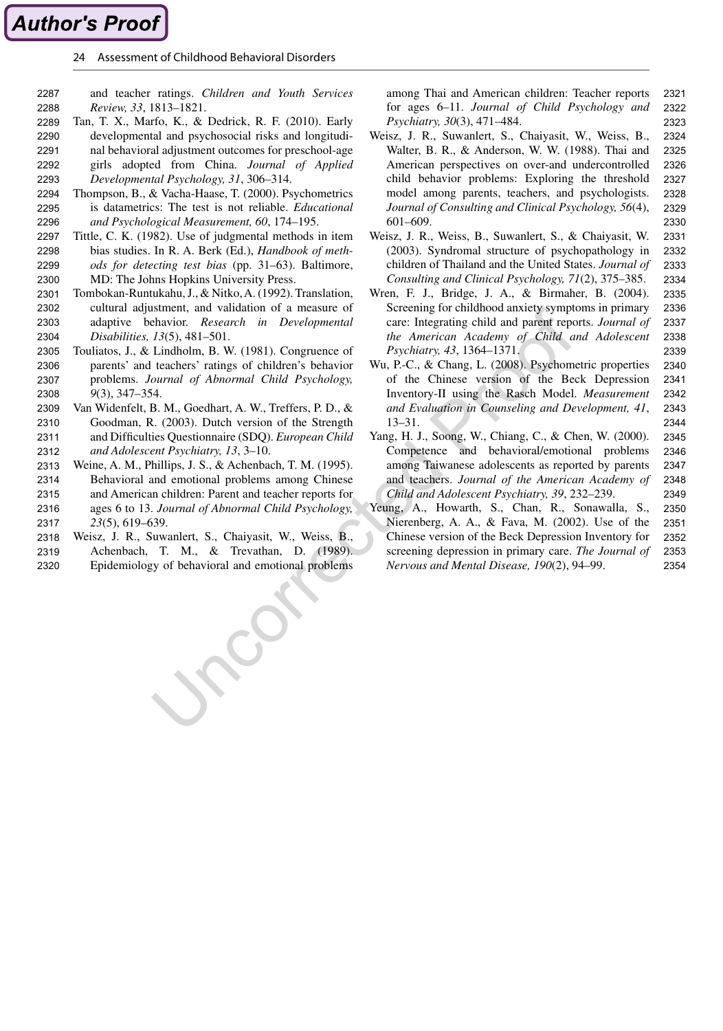and teacher ratings. *Children and Youth Services Review, 33*, 1813–1821.

Tan, T. X., Marfo, K., & Dedrick, R. F. (2010). Early developmental and psychosocial risks and longitudinal behavioral adjustment outcomes for preschool-age girls adopted from China. *Journal of Applied Developmental Psychology, 31*, 306–314.

Thompson, B., & Vacha-Haase, T. (2000). Psychometrics is datametrics: The test is not reliable. *Educational and Psychological Measurement, 60*, 174–195.

Tittle, C. K. (1982). Use of judgmental methods in item bias studies. In R. A. Berk (Ed.), *Handbook of methods for detecting test bias* (pp. 31–63). Baltimore, MD: The Johns Hopkins University Press.

Tombokan-Runtukahu, J., & Nitko, A. (1992). Translation, cultural adjustment, and validation of a measure of adaptive behavior. *Research in Developmental Disabilities, 13*(5), 481–501.

Touliatos, J., & Lindholm, B. W. (1981). Congruence of parents' and teachers' ratings of children's behavior problems. *Journal of Abnormal Child Psychology, 9*(3), 347–354.

Van Widenfelt, B. M., Goedhart, A. W., Treffers, P. D., & Goodman, R. (2003). Dutch version of the Strength and Difficulties Questionnaire (SDQ). *European Child and Adolescent Psychiatry, 13*, 3–10.

Weine, A. M., Phillips, J. S., & Achenbach, T. M. (1995). Behavioral and emotional problems among Chinese and American children: Parent and teacher reports for ages 6 to 13. *Journal of Abnormal Child Psychology, 23*(5), 619–639.

Weisz, J. R., Suwanlert, S., Chaiyasit, W., Weiss, B., Achenbach, T. M., & Trevathan, D. (1989). Epidemiology of behavioral and emotional problems among Thai and American children: Teacher reports for ages 6–11. *Journal of Child Psychology and Psychiatry, 30*(3), 471–484.

Weisz, J. R., Suwanlert, S., Chaiyasit, W., Weiss, B., Walter, B. R., & Anderson, W. W. (1988). Thai and American perspectives on over-and undercontrolled child behavior problems: Exploring the threshold model among parents, teachers, and psychologists. *Journal of Consulting and Clinical Psychology, 56*(4), 601–609.

Weisz, J. R., Weiss, B., Suwanlert, S., & Chaiyasit, W. (2003). Syndromal structure of psychopathology in children of Thailand and the United States. *Journal of Consulting and Clinical Psychology, 71*(2), 375–385.

Wren, F. J., Bridge, J. A., & Birmaher, B. (2004). Screening for childhood anxiety symptoms in primary care: Integrating child and parent reports. *Journal of the American Academy of Child and Adolescent Psychiatry, 43*, 1364–1371.

Wu, P.-C., & Chang, L. (2008). Psychometric properties of the Chinese version of the Beck Depression Inventory-II using the Rasch Model. *Measurement and Evaluation in Counseling and Development, 41*, 13–31.

Yang, H. J., Soong, W., Chiang, C., & Chen, W. (2000). Competence and behavioral/emotional problems among Taiwanese adolescents as reported by parents and teachers. *Journal of the American Academy of Child and Adolescent Psychiatry, 39*, 232–239.

Yeung, A., Howarth, S., Chan, R., Sonawalla, S., Nierenberg, A. A., & Fava, M. (2002). Use of the Chinese version of the Beck Depression Inventory for screening depression in primary care. *The Journal of Nervous and Mental Disease, 190*(2), 94–99.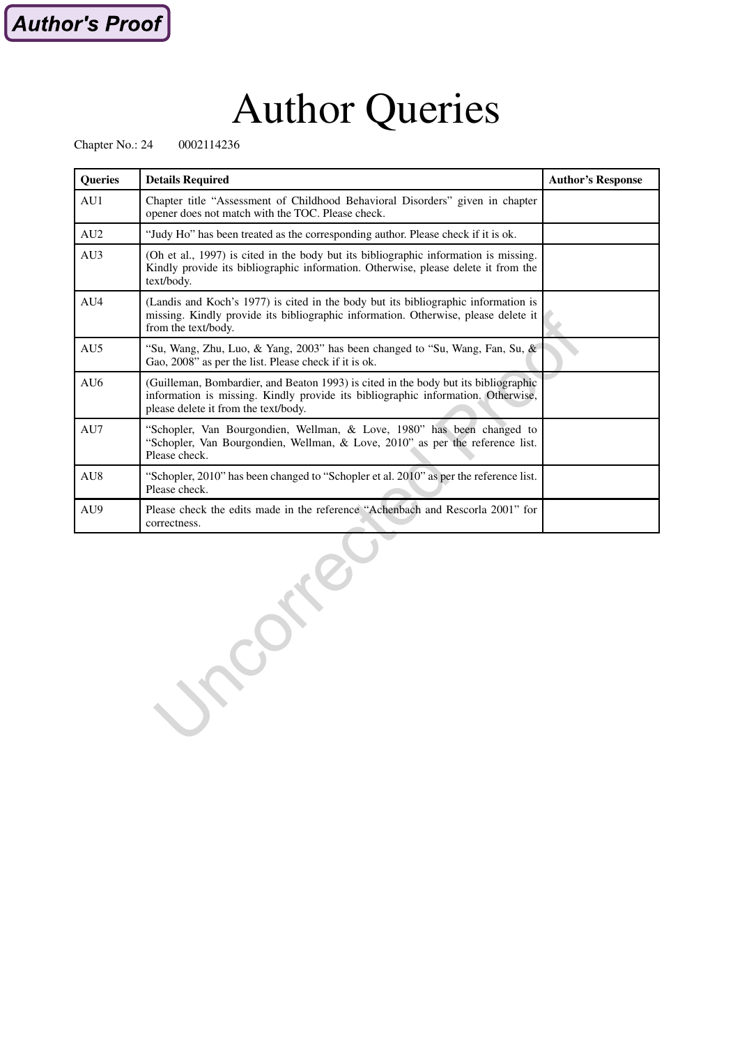# Author Queries

Chapter No.: 24 0002114236

| Queries | Details Required | Author's Response |
|---|---|---|
| AU1 | Chapter title "Assessment of Childhood Behavioral Disorders" given in chapter opener does not match with the TOC. Please check. | |
| AU2 | "Judy Ho" has been treated as the corresponding author. Please check if it is ok. | |
| AU3 | (Oh et al., 1997) is cited in the body but its bibliographic information is missing. Kindly provide its bibliographic information. Otherwise, please delete it from the text/body. | |
| AU4 | (Landis and Koch's 1977) is cited in the body but its bibliographic information is missing. Kindly provide its bibliographic information. Otherwise, please delete it from the text/body. | |
| AU5 | "Su, Wang, Zhu, Luo, & Yang, 2003" has been changed to "Su, Wang, Fan, Su, & Gao, 2008" as per the list. Please check if it is ok. | |
| AU6 | (Guilleman, Bombardier, and Beaton 1993) is cited in the body but its bibliographic information is missing. Kindly provide its bibliographic information. Otherwise, please delete it from the text/body. | |
| AU7 | "Schopler, Van Bourgondien, Wellman, & Love, 1980" has been changed to "Schopler, Van Bourgondien, Wellman, & Love, 2010" as per the reference list. Please check. | |
| AU8 | "Schopler, 2010" has been changed to "Schopler et al. 2010" as per the reference list. Please check. | |
| AU9 | Please check the edits made in the reference "Achenbach and Rescorla 2001" for correctness. | |